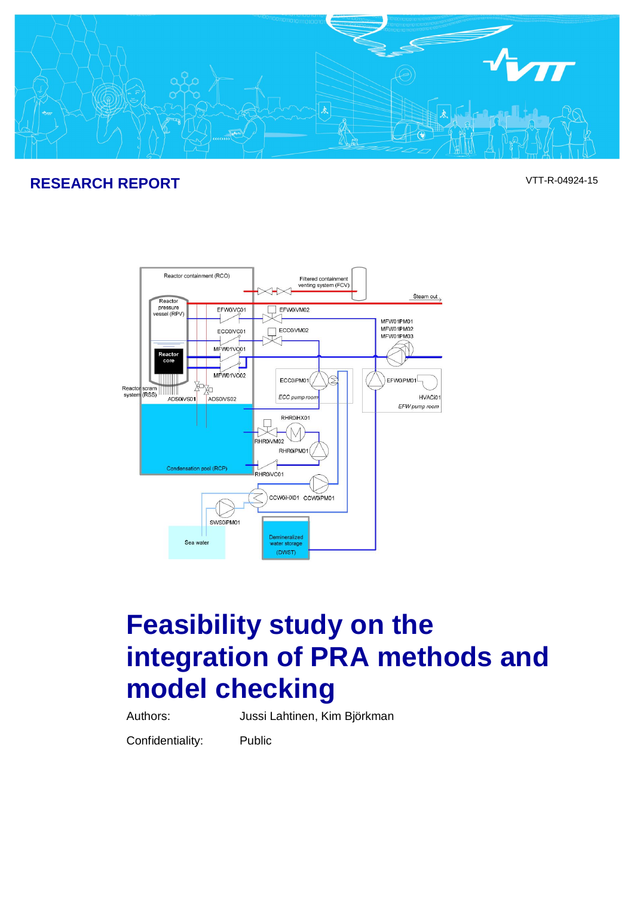**RESEARCH REPORT**

VTT-R-04924-15

# Feasibility study on the integration of PRA methods and model checking

Authors: Jussi Lahtinen, Kim Björkman

Confidentiality: Public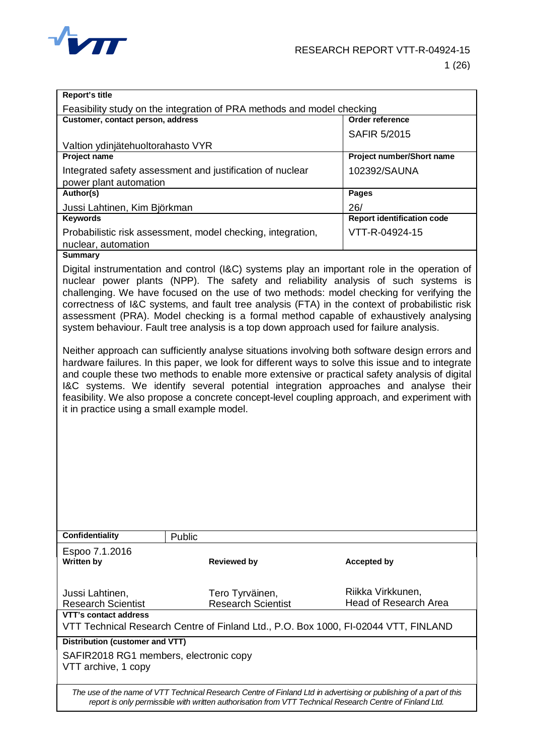RESEARCH REPORT VTT-R-04924-15

| **Report's title** | |
|---|---|
| Feasibility study on the integration of PRA methods and model checking | |
| **Customer, contact person, address** | **Order reference** |
| Valtion ydinjätehuoltorahasto VYR | SAFIR 5/2015 |
| **Project name** | **Project number/Short name** |
| Integrated safety assessment and justification of nuclear power plant automation | 102392/SAUNA |
| **Author(s)** | **Pages** |
| Jussi Lahtinen, Kim Björkman | 26/ |
| **Keywords** | **Report identification code** |
| Probabilistic risk assessment, model checking, integration, nuclear, automation | VTT-R-04924-15 |

**Summary**

Digital instrumentation and control (I&C) systems play an important role in the operation of nuclear power plants (NPP). The safety and reliability analysis of such systems is challenging. We have focused on the use of two methods: model checking for verifying the correctness of I&C systems, and fault tree analysis (FTA) in the context of probabilistic risk assessment (PRA). Model checking is a formal method capable of exhaustively analysing system behaviour. Fault tree analysis is a top down approach used for failure analysis.

Neither approach can sufficiently analyse situations involving both software design errors and hardware failures. In this paper, we look for different ways to solve this issue and to integrate and couple these two methods to enable more extensive or practical safety analysis of digital I&C systems. We identify several potential integration approaches and analyse their feasibility. We also propose a concrete concept-level coupling approach, and experiment with it in practice using a small example model.

| **Confidentiality** | Public | |
|---|---|---|
| Espoo 7.1.2016 | | |
| **Written by** | **Reviewed by** | **Accepted by** |
| Jussi Lahtinen, Research Scientist | Tero Tyrväinen, Research Scientist | Riikka Virkkunen, Head of Research Area |

**VTT's contact address**

VTT Technical Research Centre of Finland Ltd., P.O. Box 1000, FI-02044 VTT, FINLAND

**Distribution (customer and VTT)**

SAFIR2018 RG1 members, electronic copy
VTT archive, 1 copy

*The use of the name of VTT Technical Research Centre of Finland Ltd in advertising or publishing of a part of this report is only permissible with written authorisation from VTT Technical Research Centre of Finland Ltd.*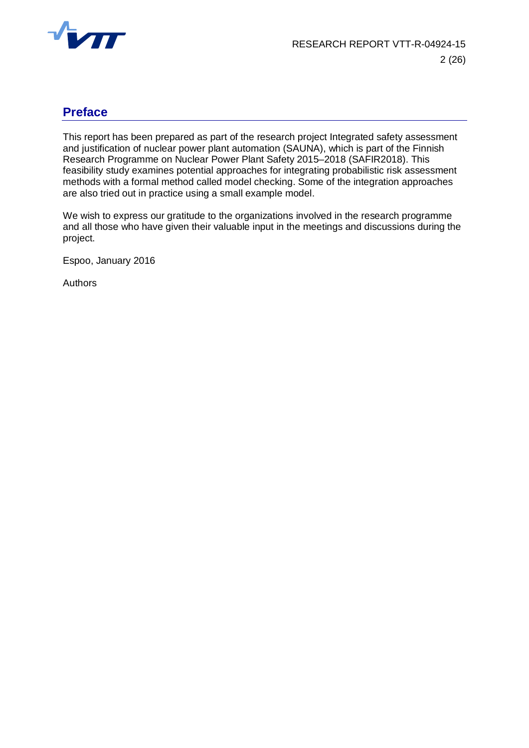## Preface

This report has been prepared as part of the research project Integrated safety assessment and justification of nuclear power plant automation (SAUNA), which is part of the Finnish Research Programme on Nuclear Power Plant Safety 2015–2018 (SAFIR2018). This feasibility study examines potential approaches for integrating probabilistic risk assessment methods with a formal method called model checking. Some of the integration approaches are also tried out in practice using a small example model.

We wish to express our gratitude to the organizations involved in the research programme and all those who have given their valuable input in the meetings and discussions during the project.

Espoo, January 2016

Authors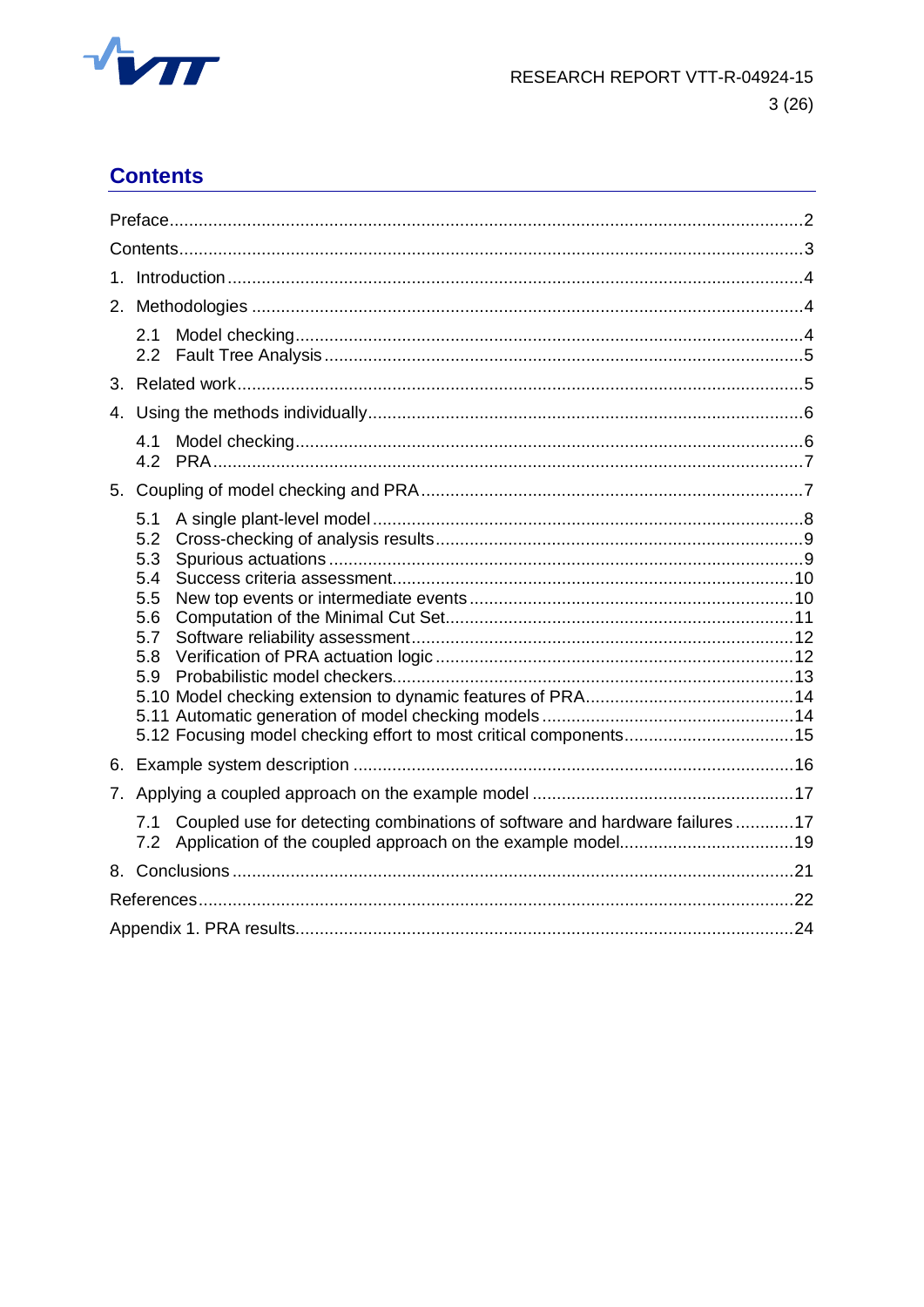## Contents

Preface....................................................................................................................2

Contents...................................................................................................................3

1. Introduction.........................................................................................................4

2. Methodologies .....................................................................................................4

    2.1 Model checking.............................................................................................4
    2.2 Fault Tree Analysis........................................................................................5

3. Related work.........................................................................................................5

4. Using the methods individually...............................................................................6

    4.1 Model checking.............................................................................................6
    4.2 PRA.............................................................................................................7

5. Coupling of model checking and PRA......................................................................7

    5.1 A single plant-level model...............................................................................8
    5.2 Cross-checking of analysis results....................................................................9
    5.3 Spurious actuations........................................................................................9
    5.4 Success criteria assessment...........................................................................10
    5.5 New top events or intermediate events............................................................10
    5.6 Computation of the Minimal Cut Set...............................................................11
    5.7 Software reliability assessment.......................................................................12
    5.8 Verification of PRA actuation logic.................................................................12
    5.9 Probabilistic model checkers...........................................................................13
    5.10 Model checking extension to dynamic features of PRA.....................................14
    5.11 Automatic generation of model checking models.............................................14
    5.12 Focusing model checking effort to most critical components.............................15

6. Example system description .................................................................................16

7. Applying a coupled approach on the example model ..............................................17

    7.1 Coupled use for detecting combinations of software and hardware failures ............17
    7.2 Application of the coupled approach on the example model.................................19

8. Conclusions ......................................................................................................21

References............................................................................................................22

Appendix 1. PRA results.........................................................................................24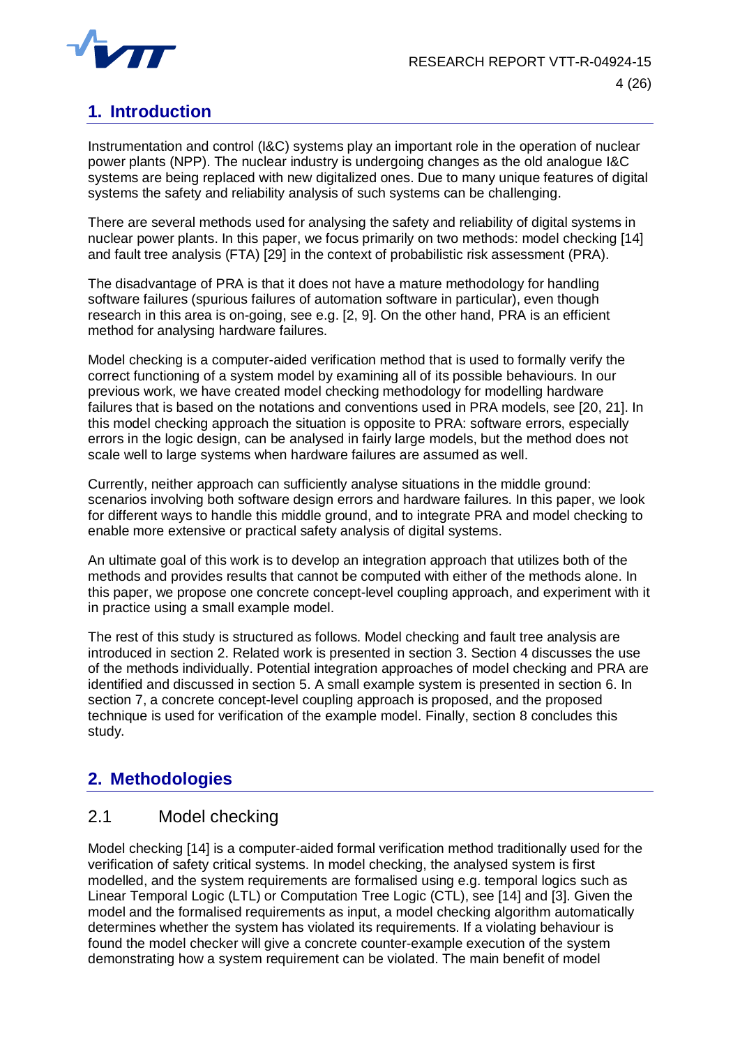# 1. Introduction

Instrumentation and control (I&C) systems play an important role in the operation of nuclear power plants (NPP). The nuclear industry is undergoing changes as the old analogue I&C systems are being replaced with new digitalized ones. Due to many unique features of digital systems the safety and reliability analysis of such systems can be challenging.

There are several methods used for analysing the safety and reliability of digital systems in nuclear power plants. In this paper, we focus primarily on two methods: model checking [14] and fault tree analysis (FTA) [29] in the context of probabilistic risk assessment (PRA).

The disadvantage of PRA is that it does not have a mature methodology for handling software failures (spurious failures of automation software in particular), even though research in this area is on-going, see e.g. [2, 9]. On the other hand, PRA is an efficient method for analysing hardware failures.

Model checking is a computer-aided verification method that is used to formally verify the correct functioning of a system model by examining all of its possible behaviours. In our previous work, we have created model checking methodology for modelling hardware failures that is based on the notations and conventions used in PRA models, see [20, 21]. In this model checking approach the situation is opposite to PRA: software errors, especially errors in the logic design, can be analysed in fairly large models, but the method does not scale well to large systems when hardware failures are assumed as well.

Currently, neither approach can sufficiently analyse situations in the middle ground: scenarios involving both software design errors and hardware failures. In this paper, we look for different ways to handle this middle ground, and to integrate PRA and model checking to enable more extensive or practical safety analysis of digital systems.

An ultimate goal of this work is to develop an integration approach that utilizes both of the methods and provides results that cannot be computed with either of the methods alone. In this paper, we propose one concrete concept-level coupling approach, and experiment with it in practice using a small example model.

The rest of this study is structured as follows. Model checking and fault tree analysis are introduced in section 2. Related work is presented in section 3. Section 4 discusses the use of the methods individually. Potential integration approaches of model checking and PRA are identified and discussed in section 5. A small example system is presented in section 6. In section 7, a concrete concept-level coupling approach is proposed, and the proposed technique is used for verification of the example model. Finally, section 8 concludes this study.

# 2. Methodologies

## 2.1 Model checking

Model checking [14] is a computer-aided formal verification method traditionally used for the verification of safety critical systems. In model checking, the analysed system is first modelled, and the system requirements are formalised using e.g. temporal logics such as Linear Temporal Logic (LTL) or Computation Tree Logic (CTL), see [14] and [3]. Given the model and the formalised requirements as input, a model checking algorithm automatically determines whether the system has violated its requirements. If a violating behaviour is found the model checker will give a concrete counter-example execution of the system demonstrating how a system requirement can be violated. The main benefit of model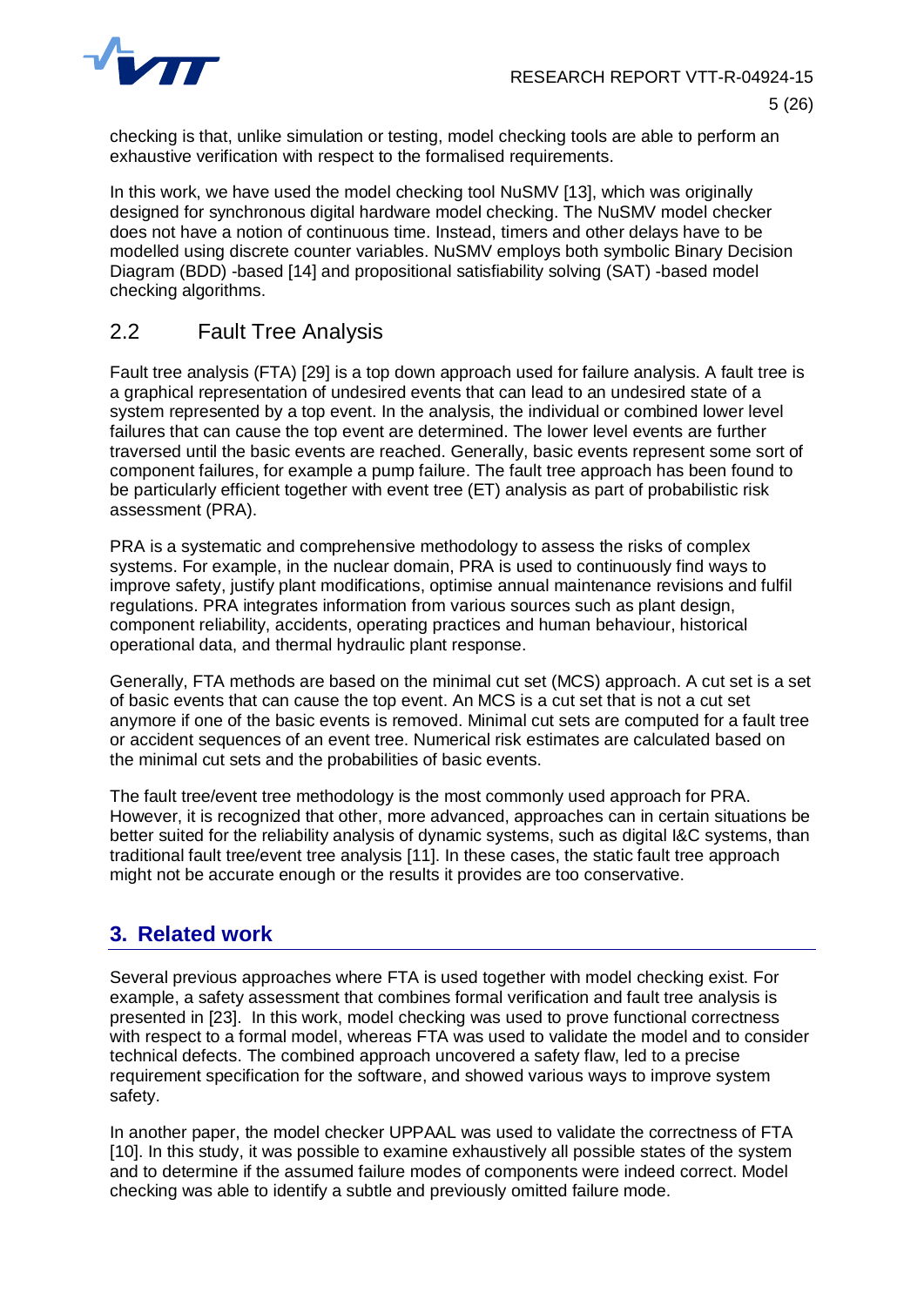checking is that, unlike simulation or testing, model checking tools are able to perform an exhaustive verification with respect to the formalised requirements.

In this work, we have used the model checking tool NuSMV [13], which was originally designed for synchronous digital hardware model checking. The NuSMV model checker does not have a notion of continuous time. Instead, timers and other delays have to be modelled using discrete counter variables. NuSMV employs both symbolic Binary Decision Diagram (BDD) -based [14] and propositional satisfiability solving (SAT) -based model checking algorithms.

### 2.2 Fault Tree Analysis

Fault tree analysis (FTA) [29] is a top down approach used for failure analysis. A fault tree is a graphical representation of undesired events that can lead to an undesired state of a system represented by a top event. In the analysis, the individual or combined lower level failures that can cause the top event are determined. The lower level events are further traversed until the basic events are reached. Generally, basic events represent some sort of component failures, for example a pump failure. The fault tree approach has been found to be particularly efficient together with event tree (ET) analysis as part of probabilistic risk assessment (PRA).

PRA is a systematic and comprehensive methodology to assess the risks of complex systems. For example, in the nuclear domain, PRA is used to continuously find ways to improve safety, justify plant modifications, optimise annual maintenance revisions and fulfil regulations. PRA integrates information from various sources such as plant design, component reliability, accidents, operating practices and human behaviour, historical operational data, and thermal hydraulic plant response.

Generally, FTA methods are based on the minimal cut set (MCS) approach. A cut set is a set of basic events that can cause the top event. An MCS is a cut set that is not a cut set anymore if one of the basic events is removed. Minimal cut sets are computed for a fault tree or accident sequences of an event tree. Numerical risk estimates are calculated based on the minimal cut sets and the probabilities of basic events.

The fault tree/event tree methodology is the most commonly used approach for PRA. However, it is recognized that other, more advanced, approaches can in certain situations be better suited for the reliability analysis of dynamic systems, such as digital I&C systems, than traditional fault tree/event tree analysis [11]. In these cases, the static fault tree approach might not be accurate enough or the results it provides are too conservative.

## 3. Related work

Several previous approaches where FTA is used together with model checking exist. For example, a safety assessment that combines formal verification and fault tree analysis is presented in [23]. In this work, model checking was used to prove functional correctness with respect to a formal model, whereas FTA was used to validate the model and to consider technical defects. The combined approach uncovered a safety flaw, led to a precise requirement specification for the software, and showed various ways to improve system safety.

In another paper, the model checker UPPAAL was used to validate the correctness of FTA [10]. In this study, it was possible to examine exhaustively all possible states of the system and to determine if the assumed failure modes of components were indeed correct. Model checking was able to identify a subtle and previously omitted failure mode.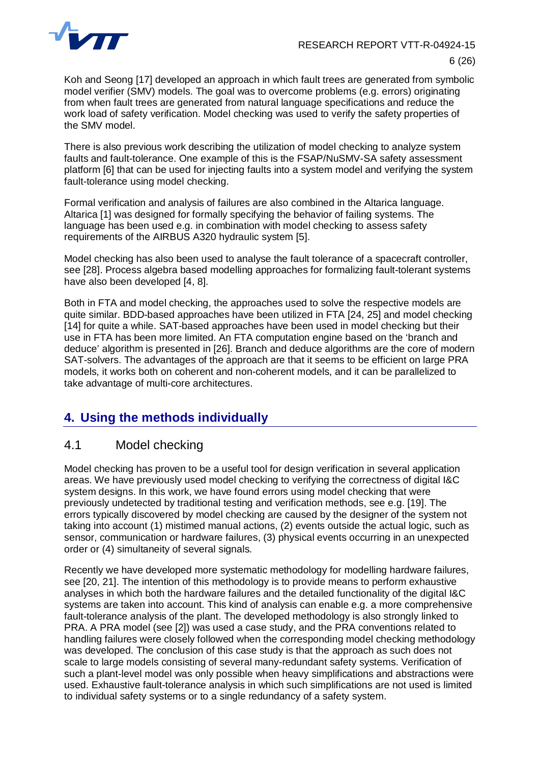Koh and Seong [17] developed an approach in which fault trees are generated from symbolic model verifier (SMV) models. The goal was to overcome problems (e.g. errors) originating from when fault trees are generated from natural language specifications and reduce the work load of safety verification. Model checking was used to verify the safety properties of the SMV model.

There is also previous work describing the utilization of model checking to analyze system faults and fault-tolerance. One example of this is the FSAP/NuSMV-SA safety assessment platform [6] that can be used for injecting faults into a system model and verifying the system fault-tolerance using model checking.

Formal verification and analysis of failures are also combined in the Altarica language. Altarica [1] was designed for formally specifying the behavior of failing systems. The language has been used e.g. in combination with model checking to assess safety requirements of the AIRBUS A320 hydraulic system [5].

Model checking has also been used to analyse the fault tolerance of a spacecraft controller, see [28]. Process algebra based modelling approaches for formalizing fault-tolerant systems have also been developed [4, 8].

Both in FTA and model checking, the approaches used to solve the respective models are quite similar. BDD-based approaches have been utilized in FTA [24, 25] and model checking [14] for quite a while. SAT-based approaches have been used in model checking but their use in FTA has been more limited. An FTA computation engine based on the 'branch and deduce' algorithm is presented in [26]. Branch and deduce algorithms are the core of modern SAT-solvers. The advantages of the approach are that it seems to be efficient on large PRA models, it works both on coherent and non-coherent models, and it can be parallelized to take advantage of multi-core architectures.

# 4. Using the methods individually

## 4.1 Model checking

Model checking has proven to be a useful tool for design verification in several application areas. We have previously used model checking to verifying the correctness of digital I&C system designs. In this work, we have found errors using model checking that were previously undetected by traditional testing and verification methods, see e.g. [19]. The errors typically discovered by model checking are caused by the designer of the system not taking into account (1) mistimed manual actions, (2) events outside the actual logic, such as sensor, communication or hardware failures, (3) physical events occurring in an unexpected order or (4) simultaneity of several signals.

Recently we have developed more systematic methodology for modelling hardware failures, see [20, 21]. The intention of this methodology is to provide means to perform exhaustive analyses in which both the hardware failures and the detailed functionality of the digital I&C systems are taken into account. This kind of analysis can enable e.g. a more comprehensive fault-tolerance analysis of the plant. The developed methodology is also strongly linked to PRA. A PRA model (see [2]) was used a case study, and the PRA conventions related to handling failures were closely followed when the corresponding model checking methodology was developed. The conclusion of this case study is that the approach as such does not scale to large models consisting of several many-redundant safety systems. Verification of such a plant-level model was only possible when heavy simplifications and abstractions were used. Exhaustive fault-tolerance analysis in which such simplifications are not used is limited to individual safety systems or to a single redundancy of a safety system.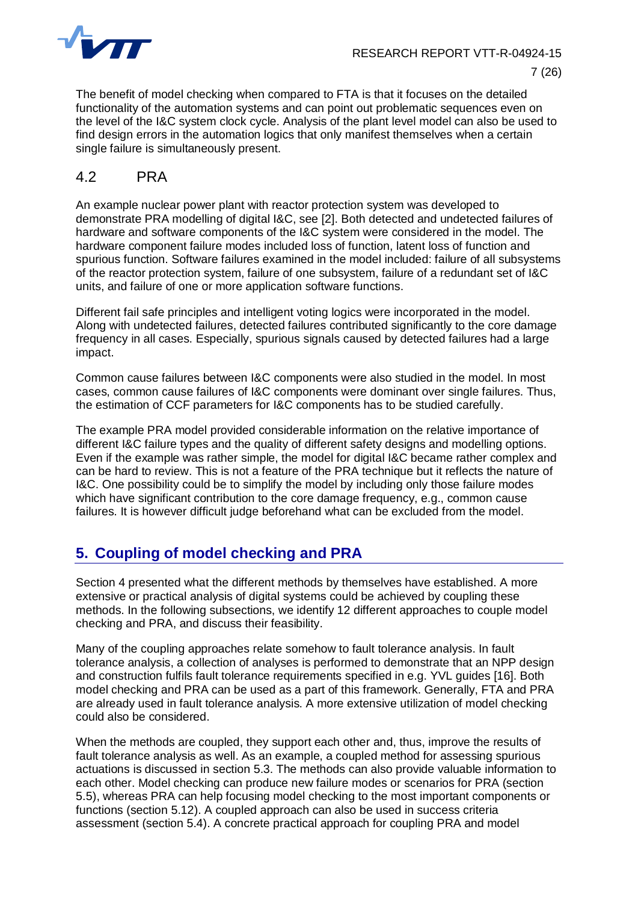The benefit of model checking when compared to FTA is that it focuses on the detailed functionality of the automation systems and can point out problematic sequences even on the level of the I&C system clock cycle. Analysis of the plant level model can also be used to find design errors in the automation logics that only manifest themselves when a certain single failure is simultaneously present.

## 4.2 PRA

An example nuclear power plant with reactor protection system was developed to demonstrate PRA modelling of digital I&C, see [2]. Both detected and undetected failures of hardware and software components of the I&C system were considered in the model. The hardware component failure modes included loss of function, latent loss of function and spurious function. Software failures examined in the model included: failure of all subsystems of the reactor protection system, failure of one subsystem, failure of a redundant set of I&C units, and failure of one or more application software functions.

Different fail safe principles and intelligent voting logics were incorporated in the model. Along with undetected failures, detected failures contributed significantly to the core damage frequency in all cases. Especially, spurious signals caused by detected failures had a large impact.

Common cause failures between I&C components were also studied in the model. In most cases, common cause failures of I&C components were dominant over single failures. Thus, the estimation of CCF parameters for I&C components has to be studied carefully.

The example PRA model provided considerable information on the relative importance of different I&C failure types and the quality of different safety designs and modelling options. Even if the example was rather simple, the model for digital I&C became rather complex and can be hard to review. This is not a feature of the PRA technique but it reflects the nature of I&C. One possibility could be to simplify the model by including only those failure modes which have significant contribution to the core damage frequency, e.g., common cause failures. It is however difficult judge beforehand what can be excluded from the model.

# 5. Coupling of model checking and PRA

Section 4 presented what the different methods by themselves have established. A more extensive or practical analysis of digital systems could be achieved by coupling these methods. In the following subsections, we identify 12 different approaches to couple model checking and PRA, and discuss their feasibility.

Many of the coupling approaches relate somehow to fault tolerance analysis. In fault tolerance analysis, a collection of analyses is performed to demonstrate that an NPP design and construction fulfils fault tolerance requirements specified in e.g. YVL guides [16]. Both model checking and PRA can be used as a part of this framework. Generally, FTA and PRA are already used in fault tolerance analysis. A more extensive utilization of model checking could also be considered.

When the methods are coupled, they support each other and, thus, improve the results of fault tolerance analysis as well. As an example, a coupled method for assessing spurious actuations is discussed in section 5.3. The methods can also provide valuable information to each other. Model checking can produce new failure modes or scenarios for PRA (section 5.5), whereas PRA can help focusing model checking to the most important components or functions (section 5.12). A coupled approach can also be used in success criteria assessment (section 5.4). A concrete practical approach for coupling PRA and model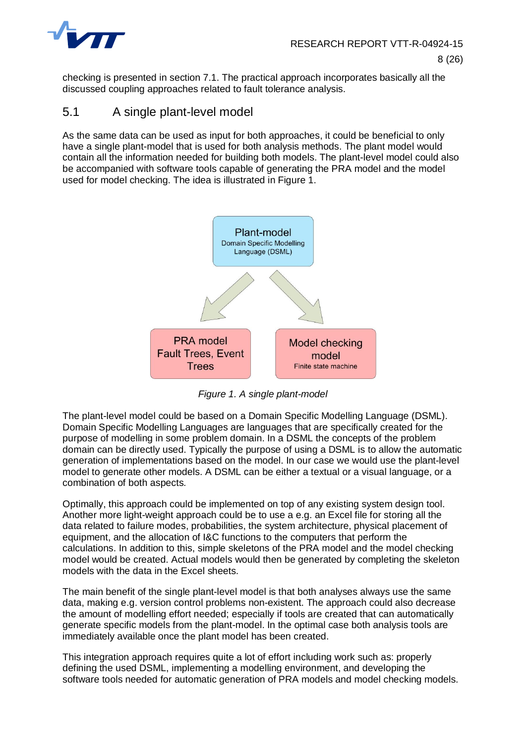checking is presented in section 7.1. The practical approach incorporates basically all the discussed coupling approaches related to fault tolerance analysis.

## 5.1 A single plant-level model

As the same data can be used as input for both approaches, it could be beneficial to only have a single plant-model that is used for both analysis methods. The plant model would contain all the information needed for building both models. The plant-level model could also be accompanied with software tools capable of generating the PRA model and the model used for model checking. The idea is illustrated in Figure 1.

Plant-model
Domain Specific Modelling Language (DSML)

PRA model
Fault Trees, Event Trees

Model checking model
Finite state machine

*Figure 1. A single plant-model*

The plant-level model could be based on a Domain Specific Modelling Language (DSML). Domain Specific Modelling Languages are languages that are specifically created for the purpose of modelling in some problem domain. In a DSML the concepts of the problem domain can be directly used. Typically the purpose of using a DSML is to allow the automatic generation of implementations based on the model. In our case we would use the plant-level model to generate other models. A DSML can be either a textual or a visual language, or a combination of both aspects.

Optimally, this approach could be implemented on top of any existing system design tool. Another more light-weight approach could be to use a e.g. an Excel file for storing all the data related to failure modes, probabilities, the system architecture, physical placement of equipment, and the allocation of I&C functions to the computers that perform the calculations. In addition to this, simple skeletons of the PRA model and the model checking model would be created. Actual models would then be generated by completing the skeleton models with the data in the Excel sheets.

The main benefit of the single plant-level model is that both analyses always use the same data, making e.g. version control problems non-existent. The approach could also decrease the amount of modelling effort needed; especially if tools are created that can automatically generate specific models from the plant-model. In the optimal case both analysis tools are immediately available once the plant model has been created.

This integration approach requires quite a lot of effort including work such as: properly defining the used DSML, implementing a modelling environment, and developing the software tools needed for automatic generation of PRA models and model checking models.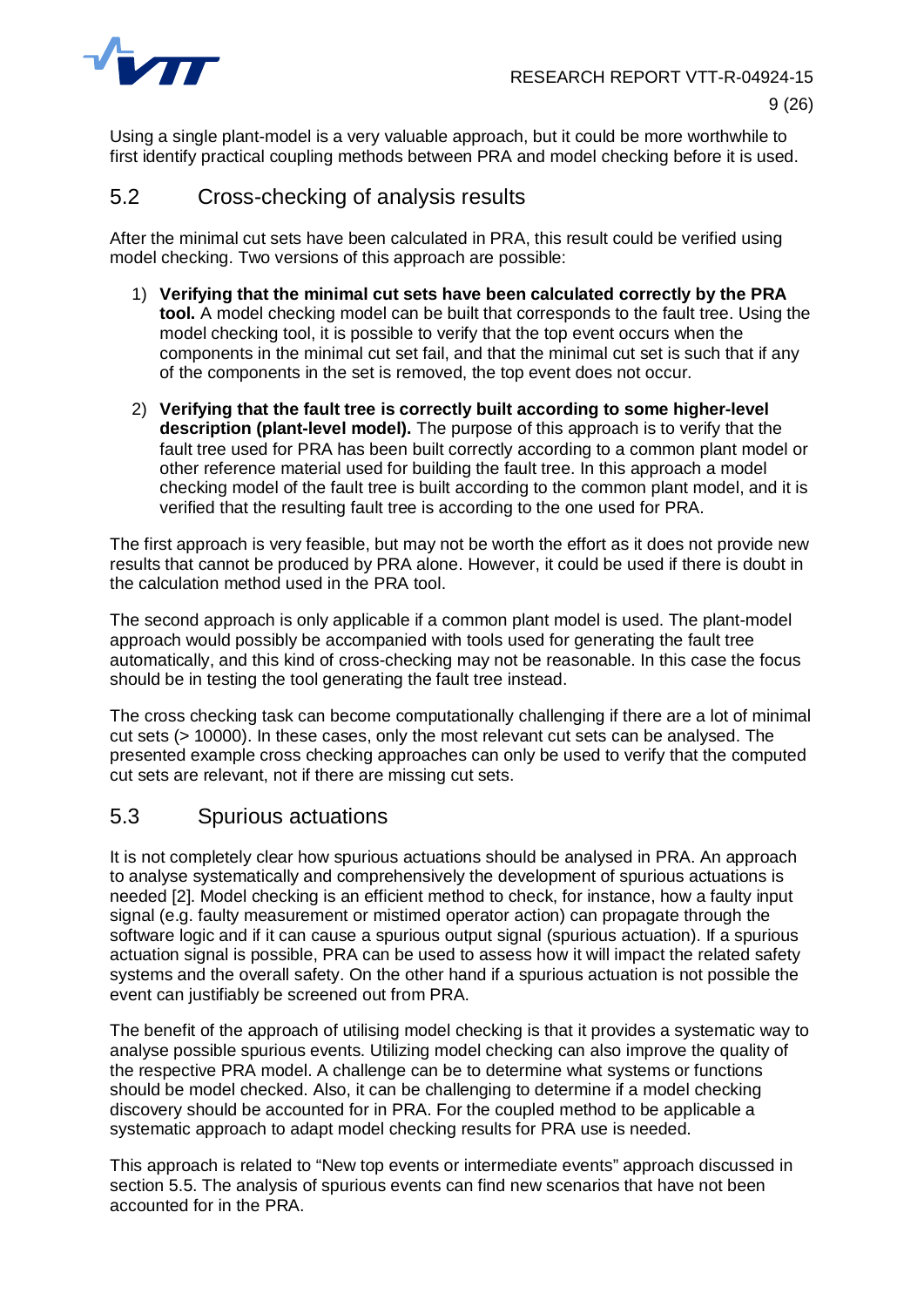Using a single plant-model is a very valuable approach, but it could be more worthwhile to first identify practical coupling methods between PRA and model checking before it is used.

## 5.2 Cross-checking of analysis results

After the minimal cut sets have been calculated in PRA, this result could be verified using model checking. Two versions of this approach are possible:

1) **Verifying that the minimal cut sets have been calculated correctly by the PRA tool.** A model checking model can be built that corresponds to the fault tree. Using the model checking tool, it is possible to verify that the top event occurs when the components in the minimal cut set fail, and that the minimal cut set is such that if any of the components in the set is removed, the top event does not occur.

2) **Verifying that the fault tree is correctly built according to some higher-level description (plant-level model).** The purpose of this approach is to verify that the fault tree used for PRA has been built correctly according to a common plant model or other reference material used for building the fault tree. In this approach a model checking model of the fault tree is built according to the common plant model, and it is verified that the resulting fault tree is according to the one used for PRA.

The first approach is very feasible, but may not be worth the effort as it does not provide new results that cannot be produced by PRA alone. However, it could be used if there is doubt in the calculation method used in the PRA tool.

The second approach is only applicable if a common plant model is used. The plant-model approach would possibly be accompanied with tools used for generating the fault tree automatically, and this kind of cross-checking may not be reasonable. In this case the focus should be in testing the tool generating the fault tree instead.

The cross checking task can become computationally challenging if there are a lot of minimal cut sets (> 10000). In these cases, only the most relevant cut sets can be analysed. The presented example cross checking approaches can only be used to verify that the computed cut sets are relevant, not if there are missing cut sets.

## 5.3 Spurious actuations

It is not completely clear how spurious actuations should be analysed in PRA. An approach to analyse systematically and comprehensively the development of spurious actuations is needed [2]. Model checking is an efficient method to check, for instance, how a faulty input signal (e.g. faulty measurement or mistimed operator action) can propagate through the software logic and if it can cause a spurious output signal (spurious actuation). If a spurious actuation signal is possible, PRA can be used to assess how it will impact the related safety systems and the overall safety. On the other hand if a spurious actuation is not possible the event can justifiably be screened out from PRA.

The benefit of the approach of utilising model checking is that it provides a systematic way to analyse possible spurious events. Utilizing model checking can also improve the quality of the respective PRA model. A challenge can be to determine what systems or functions should be model checked. Also, it can be challenging to determine if a model checking discovery should be accounted for in PRA. For the coupled method to be applicable a systematic approach to adapt model checking results for PRA use is needed.

This approach is related to “New top events or intermediate events” approach discussed in section 5.5. The analysis of spurious events can find new scenarios that have not been accounted for in the PRA.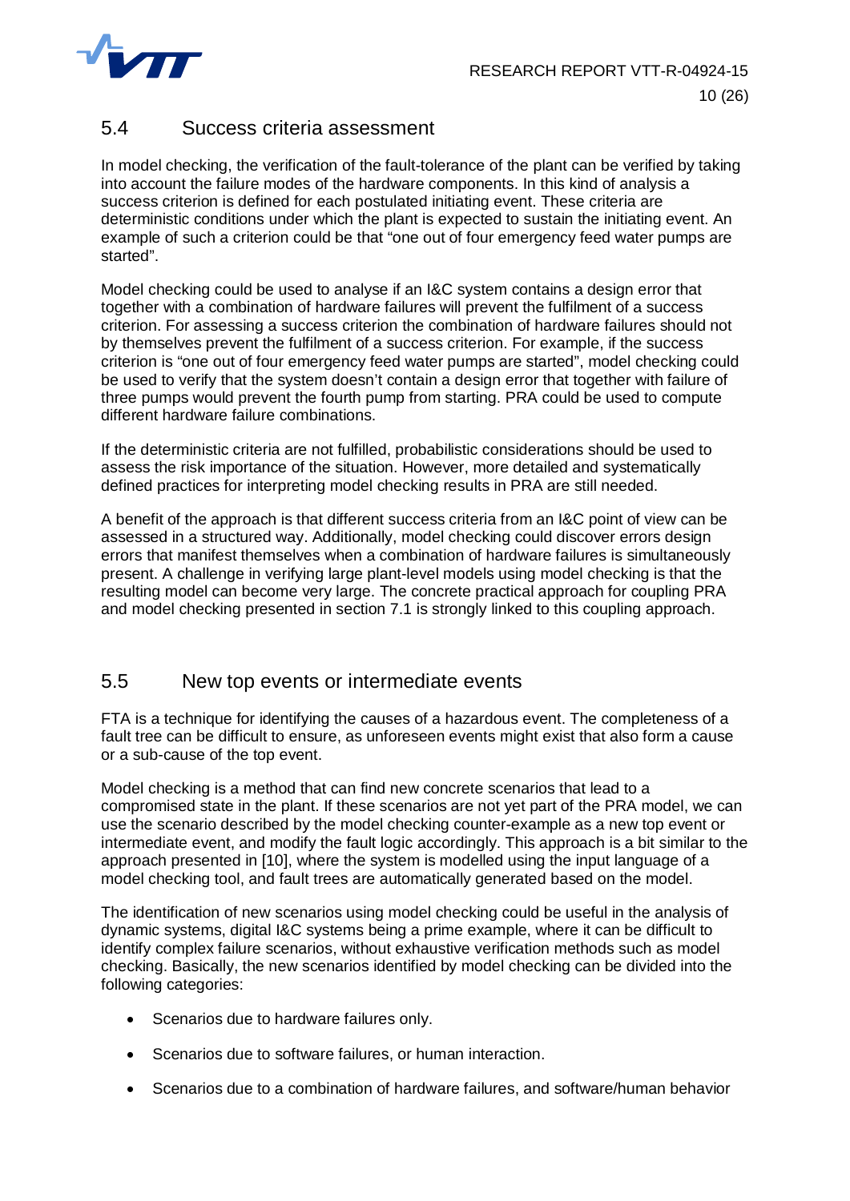## 5.4 Success criteria assessment

In model checking, the verification of the fault-tolerance of the plant can be verified by taking into account the failure modes of the hardware components. In this kind of analysis a success criterion is defined for each postulated initiating event. These criteria are deterministic conditions under which the plant is expected to sustain the initiating event. An example of such a criterion could be that "one out of four emergency feed water pumps are started".

Model checking could be used to analyse if an I&C system contains a design error that together with a combination of hardware failures will prevent the fulfilment of a success criterion. For assessing a success criterion the combination of hardware failures should not by themselves prevent the fulfilment of a success criterion. For example, if the success criterion is "one out of four emergency feed water pumps are started", model checking could be used to verify that the system doesn't contain a design error that together with failure of three pumps would prevent the fourth pump from starting. PRA could be used to compute different hardware failure combinations.

If the deterministic criteria are not fulfilled, probabilistic considerations should be used to assess the risk importance of the situation. However, more detailed and systematically defined practices for interpreting model checking results in PRA are still needed.

A benefit of the approach is that different success criteria from an I&C point of view can be assessed in a structured way. Additionally, model checking could discover errors design errors that manifest themselves when a combination of hardware failures is simultaneously present. A challenge in verifying large plant-level models using model checking is that the resulting model can become very large. The concrete practical approach for coupling PRA and model checking presented in section 7.1 is strongly linked to this coupling approach.

## 5.5 New top events or intermediate events

FTA is a technique for identifying the causes of a hazardous event. The completeness of a fault tree can be difficult to ensure, as unforeseen events might exist that also form a cause or a sub-cause of the top event.

Model checking is a method that can find new concrete scenarios that lead to a compromised state in the plant. If these scenarios are not yet part of the PRA model, we can use the scenario described by the model checking counter-example as a new top event or intermediate event, and modify the fault logic accordingly. This approach is a bit similar to the approach presented in [10], where the system is modelled using the input language of a model checking tool, and fault trees are automatically generated based on the model.

The identification of new scenarios using model checking could be useful in the analysis of dynamic systems, digital I&C systems being a prime example, where it can be difficult to identify complex failure scenarios, without exhaustive verification methods such as model checking. Basically, the new scenarios identified by model checking can be divided into the following categories:

- Scenarios due to hardware failures only.
- Scenarios due to software failures, or human interaction.
- Scenarios due to a combination of hardware failures, and software/human behavior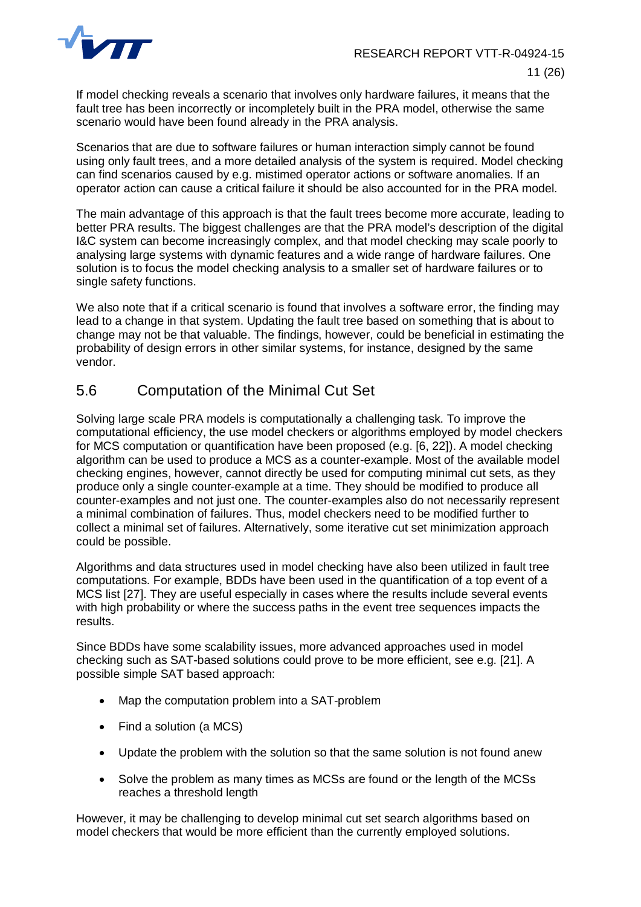If model checking reveals a scenario that involves only hardware failures, it means that the fault tree has been incorrectly or incompletely built in the PRA model, otherwise the same scenario would have been found already in the PRA analysis.

Scenarios that are due to software failures or human interaction simply cannot be found using only fault trees, and a more detailed analysis of the system is required. Model checking can find scenarios caused by e.g. mistimed operator actions or software anomalies. If an operator action can cause a critical failure it should be also accounted for in the PRA model.

The main advantage of this approach is that the fault trees become more accurate, leading to better PRA results. The biggest challenges are that the PRA model's description of the digital I&C system can become increasingly complex, and that model checking may scale poorly to analysing large systems with dynamic features and a wide range of hardware failures. One solution is to focus the model checking analysis to a smaller set of hardware failures or to single safety functions.

We also note that if a critical scenario is found that involves a software error, the finding may lead to a change in that system. Updating the fault tree based on something that is about to change may not be that valuable. The findings, however, could be beneficial in estimating the probability of design errors in other similar systems, for instance, designed by the same vendor.

## 5.6 Computation of the Minimal Cut Set

Solving large scale PRA models is computationally a challenging task. To improve the computational efficiency, the use model checkers or algorithms employed by model checkers for MCS computation or quantification have been proposed (e.g. [6, 22]). A model checking algorithm can be used to produce a MCS as a counter-example. Most of the available model checking engines, however, cannot directly be used for computing minimal cut sets, as they produce only a single counter-example at a time. They should be modified to produce all counter-examples and not just one. The counter-examples also do not necessarily represent a minimal combination of failures. Thus, model checkers need to be modified further to collect a minimal set of failures. Alternatively, some iterative cut set minimization approach could be possible.

Algorithms and data structures used in model checking have also been utilized in fault tree computations. For example, BDDs have been used in the quantification of a top event of a MCS list [27]. They are useful especially in cases where the results include several events with high probability or where the success paths in the event tree sequences impacts the results.

Since BDDs have some scalability issues, more advanced approaches used in model checking such as SAT-based solutions could prove to be more efficient, see e.g. [21]. A possible simple SAT based approach:

- Map the computation problem into a SAT-problem
- Find a solution (a MCS)
- Update the problem with the solution so that the same solution is not found anew
- Solve the problem as many times as MCSs are found or the length of the MCSs reaches a threshold length

However, it may be challenging to develop minimal cut set search algorithms based on model checkers that would be more efficient than the currently employed solutions.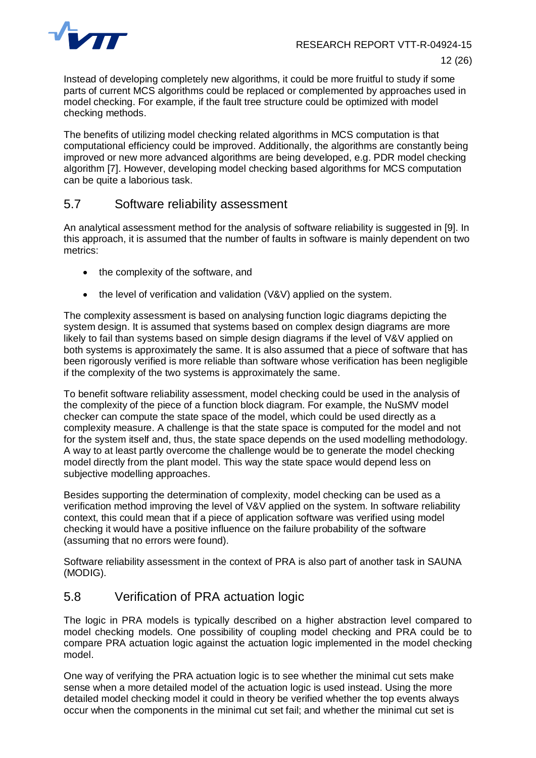Instead of developing completely new algorithms, it could be more fruitful to study if some parts of current MCS algorithms could be replaced or complemented by approaches used in model checking. For example, if the fault tree structure could be optimized with model checking methods.

The benefits of utilizing model checking related algorithms in MCS computation is that computational efficiency could be improved. Additionally, the algorithms are constantly being improved or new more advanced algorithms are being developed, e.g. PDR model checking algorithm [7]. However, developing model checking based algorithms for MCS computation can be quite a laborious task.

## 5.7 Software reliability assessment

An analytical assessment method for the analysis of software reliability is suggested in [9]. In this approach, it is assumed that the number of faults in software is mainly dependent on two metrics:

- the complexity of the software, and
- the level of verification and validation (V&V) applied on the system.

The complexity assessment is based on analysing function logic diagrams depicting the system design. It is assumed that systems based on complex design diagrams are more likely to fail than systems based on simple design diagrams if the level of V&V applied on both systems is approximately the same. It is also assumed that a piece of software that has been rigorously verified is more reliable than software whose verification has been negligible if the complexity of the two systems is approximately the same.

To benefit software reliability assessment, model checking could be used in the analysis of the complexity of the piece of a function block diagram. For example, the NuSMV model checker can compute the state space of the model, which could be used directly as a complexity measure. A challenge is that the state space is computed for the model and not for the system itself and, thus, the state space depends on the used modelling methodology. A way to at least partly overcome the challenge would be to generate the model checking model directly from the plant model. This way the state space would depend less on subjective modelling approaches.

Besides supporting the determination of complexity, model checking can be used as a verification method improving the level of V&V applied on the system. In software reliability context, this could mean that if a piece of application software was verified using model checking it would have a positive influence on the failure probability of the software (assuming that no errors were found).

Software reliability assessment in the context of PRA is also part of another task in SAUNA (MODIG).

## 5.8 Verification of PRA actuation logic

The logic in PRA models is typically described on a higher abstraction level compared to model checking models. One possibility of coupling model checking and PRA could be to compare PRA actuation logic against the actuation logic implemented in the model checking model.

One way of verifying the PRA actuation logic is to see whether the minimal cut sets make sense when a more detailed model of the actuation logic is used instead. Using the more detailed model checking model it could in theory be verified whether the top events always occur when the components in the minimal cut set fail; and whether the minimal cut set is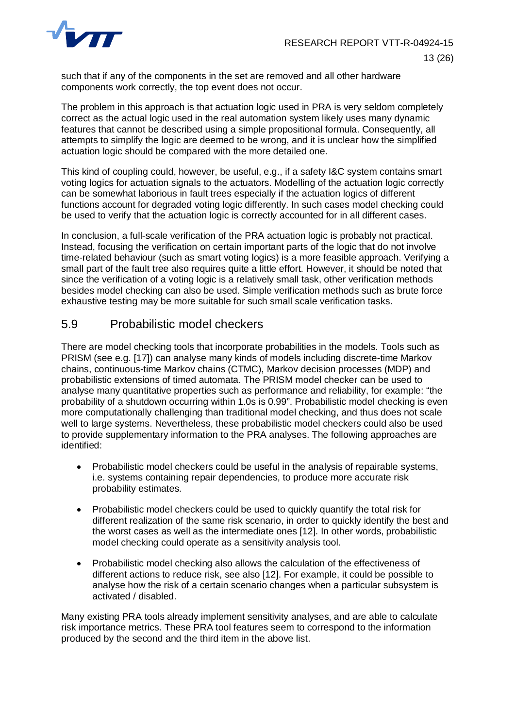such that if any of the components in the set are removed and all other hardware components work correctly, the top event does not occur.

The problem in this approach is that actuation logic used in PRA is very seldom completely correct as the actual logic used in the real automation system likely uses many dynamic features that cannot be described using a simple propositional formula. Consequently, all attempts to simplify the logic are deemed to be wrong, and it is unclear how the simplified actuation logic should be compared with the more detailed one.

This kind of coupling could, however, be useful, e.g., if a safety I&C system contains smart voting logics for actuation signals to the actuators. Modelling of the actuation logic correctly can be somewhat laborious in fault trees especially if the actuation logics of different functions account for degraded voting logic differently. In such cases model checking could be used to verify that the actuation logic is correctly accounted for in all different cases.

In conclusion, a full-scale verification of the PRA actuation logic is probably not practical. Instead, focusing the verification on certain important parts of the logic that do not involve time-related behaviour (such as smart voting logics) is a more feasible approach. Verifying a small part of the fault tree also requires quite a little effort. However, it should be noted that since the verification of a voting logic is a relatively small task, other verification methods besides model checking can also be used. Simple verification methods such as brute force exhaustive testing may be more suitable for such small scale verification tasks.

## 5.9 Probabilistic model checkers

There are model checking tools that incorporate probabilities in the models. Tools such as PRISM (see e.g. [17]) can analyse many kinds of models including discrete-time Markov chains, continuous-time Markov chains (CTMC), Markov decision processes (MDP) and probabilistic extensions of timed automata. The PRISM model checker can be used to analyse many quantitative properties such as performance and reliability, for example: "the probability of a shutdown occurring within 1.0s is 0.99". Probabilistic model checking is even more computationally challenging than traditional model checking, and thus does not scale well to large systems. Nevertheless, these probabilistic model checkers could also be used to provide supplementary information to the PRA analyses. The following approaches are identified:

- Probabilistic model checkers could be useful in the analysis of repairable systems, i.e. systems containing repair dependencies, to produce more accurate risk probability estimates.
- Probabilistic model checkers could be used to quickly quantify the total risk for different realization of the same risk scenario, in order to quickly identify the best and the worst cases as well as the intermediate ones [12]. In other words, probabilistic model checking could operate as a sensitivity analysis tool.
- Probabilistic model checking also allows the calculation of the effectiveness of different actions to reduce risk, see also [12]. For example, it could be possible to analyse how the risk of a certain scenario changes when a particular subsystem is activated / disabled.

Many existing PRA tools already implement sensitivity analyses, and are able to calculate risk importance metrics. These PRA tool features seem to correspond to the information produced by the second and the third item in the above list.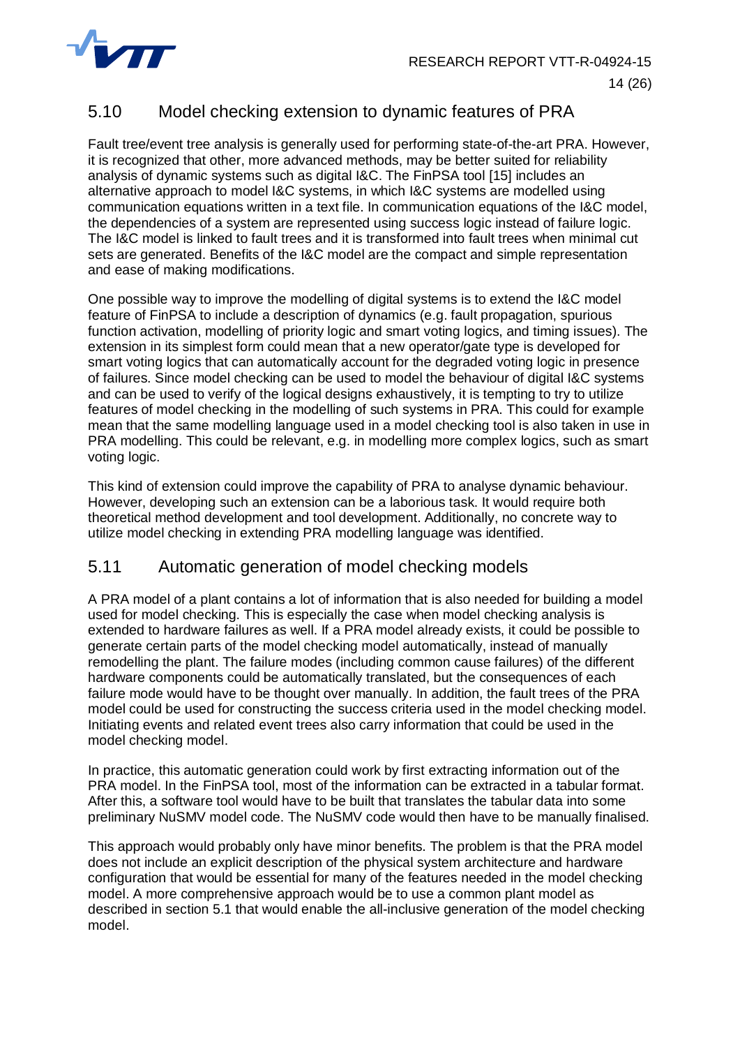## 5.10 Model checking extension to dynamic features of PRA

Fault tree/event tree analysis is generally used for performing state-of-the-art PRA. However, it is recognized that other, more advanced methods, may be better suited for reliability analysis of dynamic systems such as digital I&C. The FinPSA tool [15] includes an alternative approach to model I&C systems, in which I&C systems are modelled using communication equations written in a text file. In communication equations of the I&C model, the dependencies of a system are represented using success logic instead of failure logic. The I&C model is linked to fault trees and it is transformed into fault trees when minimal cut sets are generated. Benefits of the I&C model are the compact and simple representation and ease of making modifications.

One possible way to improve the modelling of digital systems is to extend the I&C model feature of FinPSA to include a description of dynamics (e.g. fault propagation, spurious function activation, modelling of priority logic and smart voting logics, and timing issues). The extension in its simplest form could mean that a new operator/gate type is developed for smart voting logics that can automatically account for the degraded voting logic in presence of failures. Since model checking can be used to model the behaviour of digital I&C systems and can be used to verify of the logical designs exhaustively, it is tempting to try to utilize features of model checking in the modelling of such systems in PRA. This could for example mean that the same modelling language used in a model checking tool is also taken in use in PRA modelling. This could be relevant, e.g. in modelling more complex logics, such as smart voting logic.

This kind of extension could improve the capability of PRA to analyse dynamic behaviour. However, developing such an extension can be a laborious task. It would require both theoretical method development and tool development. Additionally, no concrete way to utilize model checking in extending PRA modelling language was identified.

## 5.11 Automatic generation of model checking models

A PRA model of a plant contains a lot of information that is also needed for building a model used for model checking. This is especially the case when model checking analysis is extended to hardware failures as well. If a PRA model already exists, it could be possible to generate certain parts of the model checking model automatically, instead of manually remodelling the plant. The failure modes (including common cause failures) of the different hardware components could be automatically translated, but the consequences of each failure mode would have to be thought over manually. In addition, the fault trees of the PRA model could be used for constructing the success criteria used in the model checking model. Initiating events and related event trees also carry information that could be used in the model checking model.

In practice, this automatic generation could work by first extracting information out of the PRA model. In the FinPSA tool, most of the information can be extracted in a tabular format. After this, a software tool would have to be built that translates the tabular data into some preliminary NuSMV model code. The NuSMV code would then have to be manually finalised.

This approach would probably only have minor benefits. The problem is that the PRA model does not include an explicit description of the physical system architecture and hardware configuration that would be essential for many of the features needed in the model checking model. A more comprehensive approach would be to use a common plant model as described in section 5.1 that would enable the all-inclusive generation of the model checking model.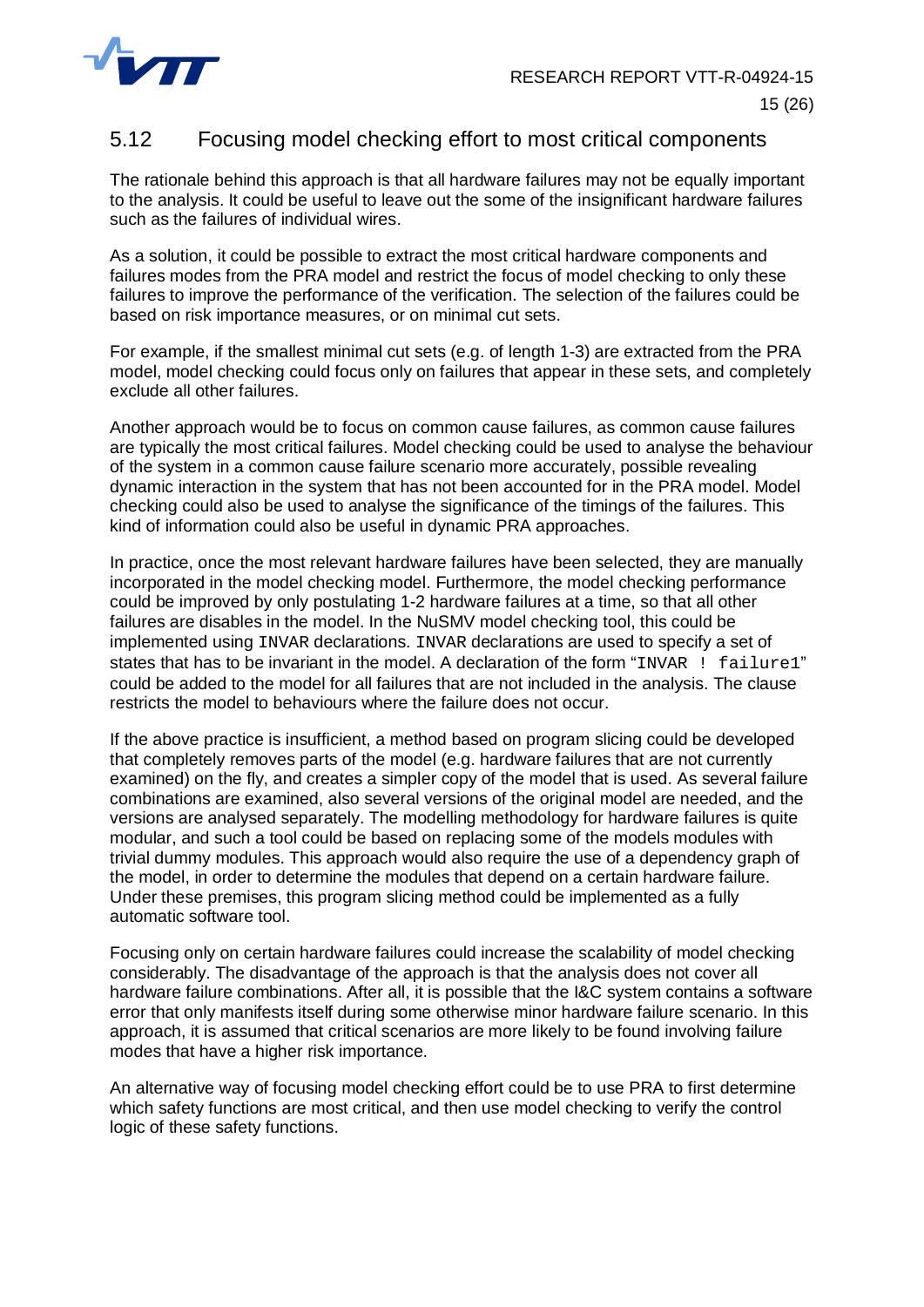## 5.12 Focusing model checking effort to most critical components

The rationale behind this approach is that all hardware failures may not be equally important to the analysis. It could be useful to leave out the some of the insignificant hardware failures such as the failures of individual wires.

As a solution, it could be possible to extract the most critical hardware components and failures modes from the PRA model and restrict the focus of model checking to only these failures to improve the performance of the verification. The selection of the failures could be based on risk importance measures, or on minimal cut sets.

For example, if the smallest minimal cut sets (e.g. of length 1-3) are extracted from the PRA model, model checking could focus only on failures that appear in these sets, and completely exclude all other failures.

Another approach would be to focus on common cause failures, as common cause failures are typically the most critical failures. Model checking could be used to analyse the behaviour of the system in a common cause failure scenario more accurately, possible revealing dynamic interaction in the system that has not been accounted for in the PRA model. Model checking could also be used to analyse the significance of the timings of the failures. This kind of information could also be useful in dynamic PRA approaches.

In practice, once the most relevant hardware failures have been selected, they are manually incorporated in the model checking model. Furthermore, the model checking performance could be improved by only postulating 1-2 hardware failures at a time, so that all other failures are disables in the model. In the NuSMV model checking tool, this could be implemented using `INVAR` declarations. `INVAR` declarations are used to specify a set of states that has to be invariant in the model. A declaration of the form "`INVAR ! failure1`" could be added to the model for all failures that are not included in the analysis. The clause restricts the model to behaviours where the failure does not occur.

If the above practice is insufficient, a method based on program slicing could be developed that completely removes parts of the model (e.g. hardware failures that are not currently examined) on the fly, and creates a simpler copy of the model that is used. As several failure combinations are examined, also several versions of the original model are needed, and the versions are analysed separately. The modelling methodology for hardware failures is quite modular, and such a tool could be based on replacing some of the models modules with trivial dummy modules. This approach would also require the use of a dependency graph of the model, in order to determine the modules that depend on a certain hardware failure. Under these premises, this program slicing method could be implemented as a fully automatic software tool.

Focusing only on certain hardware failures could increase the scalability of model checking considerably. The disadvantage of the approach is that the analysis does not cover all hardware failure combinations. After all, it is possible that the I&C system contains a software error that only manifests itself during some otherwise minor hardware failure scenario. In this approach, it is assumed that critical scenarios are more likely to be found involving failure modes that have a higher risk importance.

An alternative way of focusing model checking effort could be to use PRA to first determine which safety functions are most critical, and then use model checking to verify the control logic of these safety functions.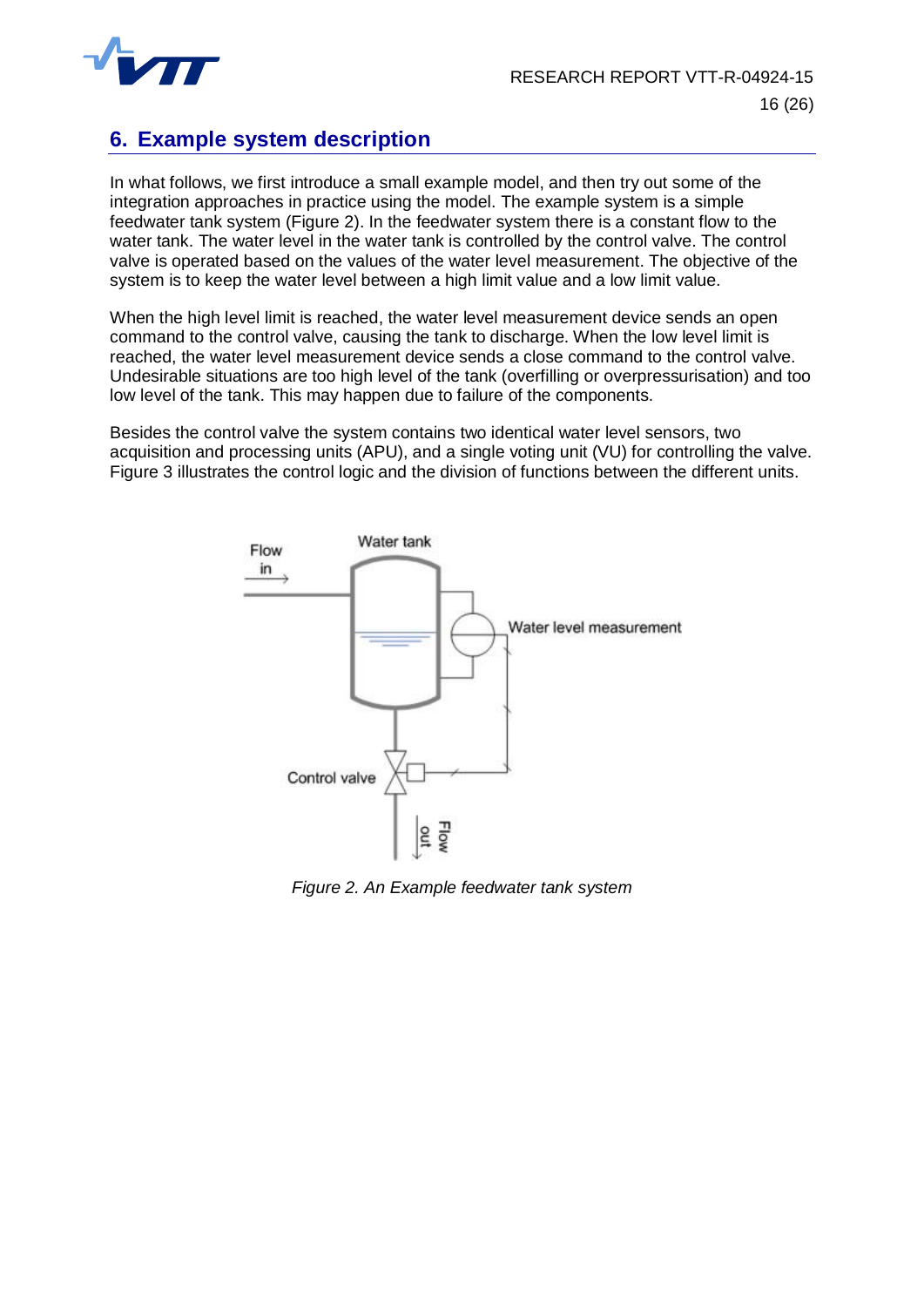## 6. Example system description

In what follows, we first introduce a small example model, and then try out some of the integration approaches in practice using the model. The example system is a simple feedwater tank system (Figure 2). In the feedwater system there is a constant flow to the water tank. The water level in the water tank is controlled by the control valve. The control valve is operated based on the values of the water level measurement. The objective of the system is to keep the water level between a high limit value and a low limit value.

When the high level limit is reached, the water level measurement device sends an open command to the control valve, causing the tank to discharge. When the low level limit is reached, the water level measurement device sends a close command to the control valve. Undesirable situations are too high level of the tank (overfilling or overpressurisation) and too low level of the tank. This may happen due to failure of the components.

Besides the control valve the system contains two identical water level sensors, two acquisition and processing units (APU), and a single voting unit (VU) for controlling the valve. Figure 3 illustrates the control logic and the division of functions between the different units.

*Figure 2. An Example feedwater tank system*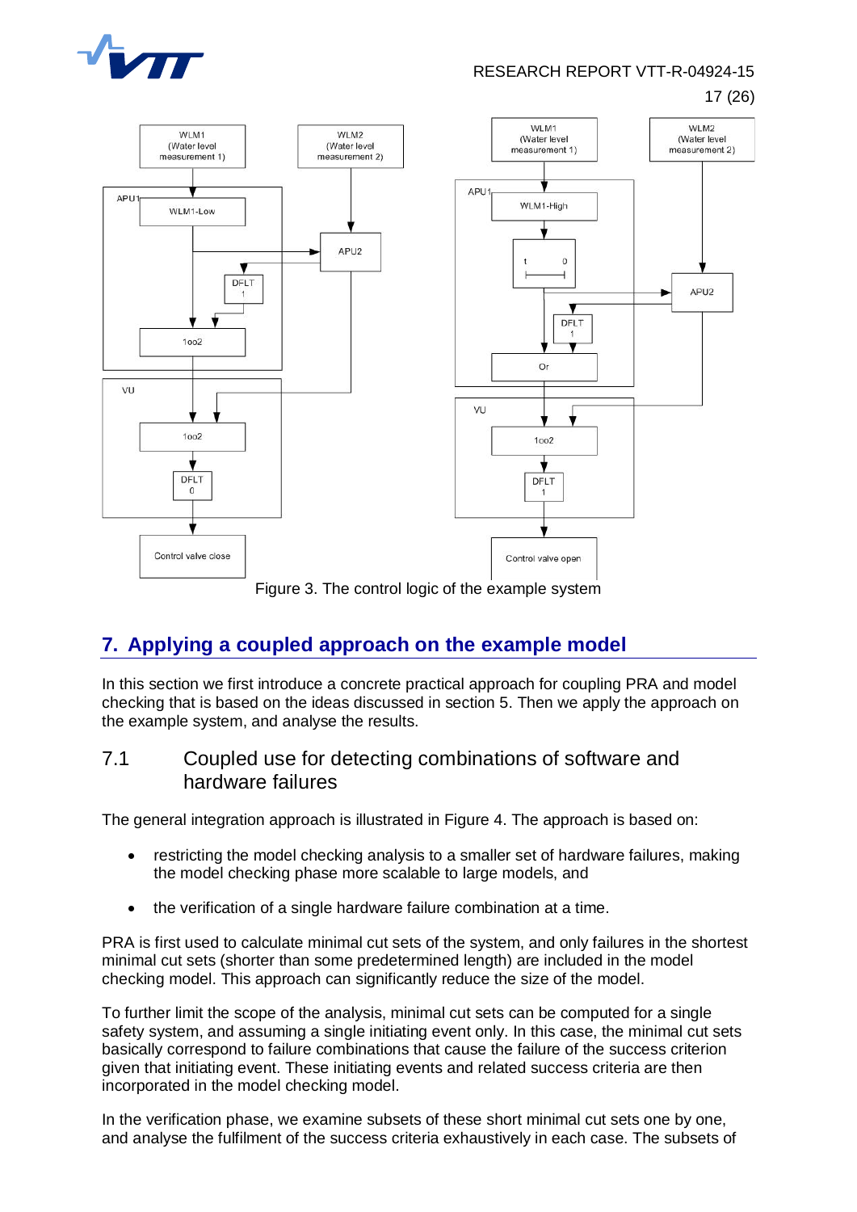Figure 3. The control logic of the example system

## 7. Applying a coupled approach on the example model

In this section we first introduce a concrete practical approach for coupling PRA and model checking that is based on the ideas discussed in section 5. Then we apply the approach on the example system, and analyse the results.

### 7.1 Coupled use for detecting combinations of software and hardware failures

The general integration approach is illustrated in Figure 4. The approach is based on:

- restricting the model checking analysis to a smaller set of hardware failures, making the model checking phase more scalable to large models, and
- the verification of a single hardware failure combination at a time.

PRA is first used to calculate minimal cut sets of the system, and only failures in the shortest minimal cut sets (shorter than some predetermined length) are included in the model checking model. This approach can significantly reduce the size of the model.

To further limit the scope of the analysis, minimal cut sets can be computed for a single safety system, and assuming a single initiating event only. In this case, the minimal cut sets basically correspond to failure combinations that cause the failure of the success criterion given that initiating event. These initiating events and related success criteria are then incorporated in the model checking model.

In the verification phase, we examine subsets of these short minimal cut sets one by one, and analyse the fulfilment of the success criteria exhaustively in each case. The subsets of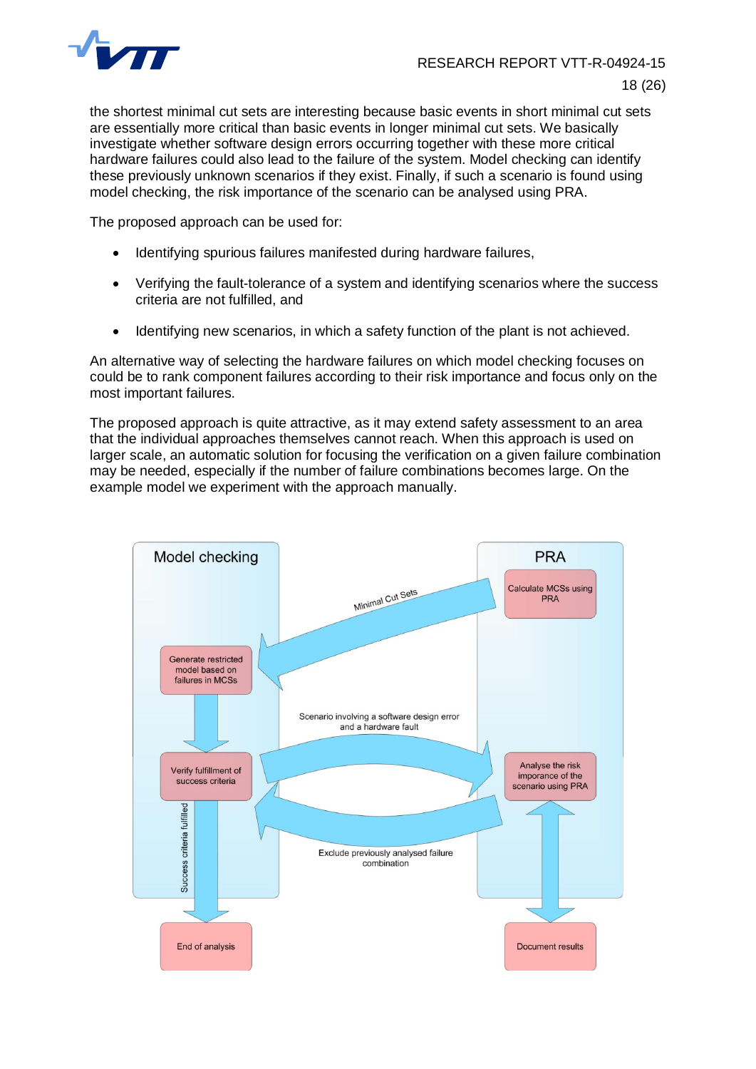the shortest minimal cut sets are interesting because basic events in short minimal cut sets are essentially more critical than basic events in longer minimal cut sets. We basically investigate whether software design errors occurring together with these more critical hardware failures could also lead to the failure of the system. Model checking can identify these previously unknown scenarios if they exist. Finally, if such a scenario is found using model checking, the risk importance of the scenario can be analysed using PRA.

The proposed approach can be used for:

- Identifying spurious failures manifested during hardware failures,
- Verifying the fault-tolerance of a system and identifying scenarios where the success criteria are not fulfilled, and
- Identifying new scenarios, in which a safety function of the plant is not achieved.

An alternative way of selecting the hardware failures on which model checking focuses on could be to rank component failures according to their risk importance and focus only on the most important failures.

The proposed approach is quite attractive, as it may extend safety assessment to an area that the individual approaches themselves cannot reach. When this approach is used on larger scale, an automatic solution for focusing the verification on a given failure combination may be needed, especially if the number of failure combinations becomes large. On the example model we experiment with the approach manually.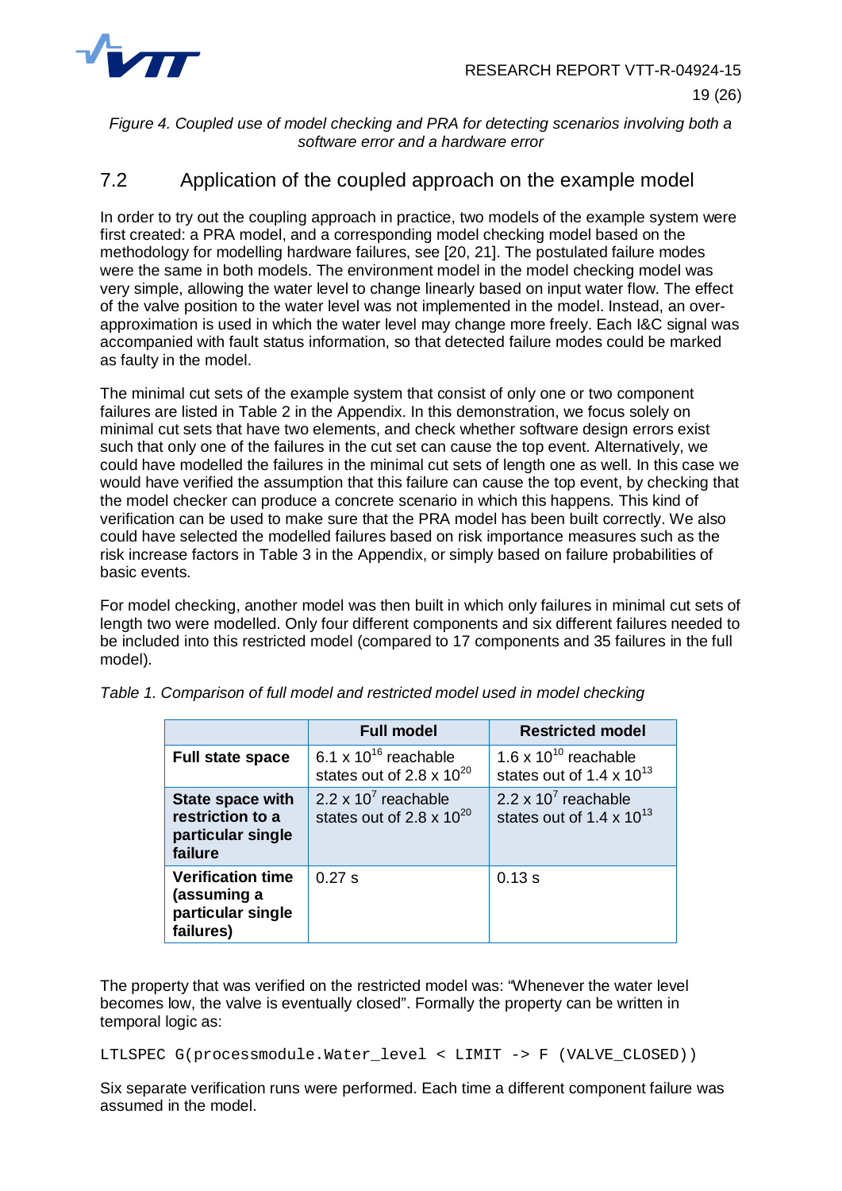*Figure 4. Coupled use of model checking and PRA for detecting scenarios involving both a software error and a hardware error*

## 7.2 Application of the coupled approach on the example model

In order to try out the coupling approach in practice, two models of the example system were first created: a PRA model, and a corresponding model checking model based on the methodology for modelling hardware failures, see [20, 21]. The postulated failure modes were the same in both models. The environment model in the model checking model was very simple, allowing the water level to change linearly based on input water flow. The effect of the valve position to the water level was not implemented in the model. Instead, an over-approximation is used in which the water level may change more freely. Each I&C signal was accompanied with fault status information, so that detected failure modes could be marked as faulty in the model.

The minimal cut sets of the example system that consist of only one or two component failures are listed in Table 2 in the Appendix. In this demonstration, we focus solely on minimal cut sets that have two elements, and check whether software design errors exist such that only one of the failures in the cut set can cause the top event. Alternatively, we could have modelled the failures in the minimal cut sets of length one as well. In this case we would have verified the assumption that this failure can cause the top event, by checking that the model checker can produce a concrete scenario in which this happens. This kind of verification can be used to make sure that the PRA model has been built correctly. We also could have selected the modelled failures based on risk importance measures such as the risk increase factors in Table 3 in the Appendix, or simply based on failure probabilities of basic events.

For model checking, another model was then built in which only failures in minimal cut sets of length two were modelled. Only four different components and six different failures needed to be included into this restricted model (compared to 17 components and 35 failures in the full model).

*Table 1. Comparison of full model and restricted model used in model checking*

| | Full model | Restricted model |
|---|---|---|
| **Full state space** | $6.1 \times 10^{16}$ reachable states out of $2.8 \times 10^{20}$ | $1.6 \times 10^{10}$ reachable states out of $1.4 \times 10^{13}$ |
| **State space with restriction to a particular single failure** | $2.2 \times 10^{7}$ reachable states out of $2.8 \times 10^{20}$ | $2.2 \times 10^{7}$ reachable states out of $1.4 \times 10^{13}$ |
| **Verification time (assuming a particular single failures)** | 0.27 s | 0.13 s |

The property that was verified on the restricted model was: "Whenever the water level becomes low, the valve is eventually closed". Formally the property can be written in temporal logic as:

```
LTLSPEC G(processmodule.Water_level < LIMIT -> F (VALVE_CLOSED))
```

Six separate verification runs were performed. Each time a different component failure was assumed in the model.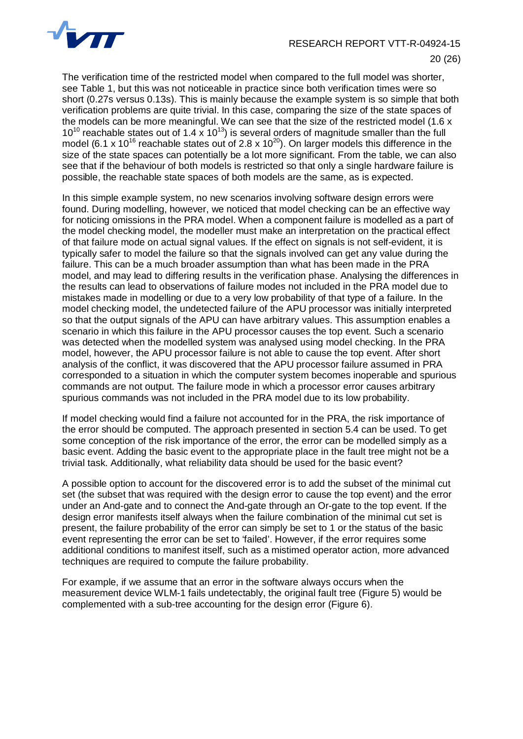The verification time of the restricted model when compared to the full model was shorter, see Table 1, but this was not noticeable in practice since both verification times were so short (0.27s versus 0.13s). This is mainly because the example system is so simple that both verification problems are quite trivial. In this case, comparing the size of the state spaces of the models can be more meaningful. We can see that the size of the restricted model ($1.6 \times 10^{10}$ reachable states out of $1.4 \times 10^{13}$) is several orders of magnitude smaller than the full model ($6.1 \times 10^{16}$ reachable states out of $2.8 \times 10^{20}$). On larger models this difference in the size of the state spaces can potentially be a lot more significant. From the table, we can also see that if the behaviour of both models is restricted so that only a single hardware failure is possible, the reachable state spaces of both models are the same, as is expected.

In this simple example system, no new scenarios involving software design errors were found. During modelling, however, we noticed that model checking can be an effective way for noticing omissions in the PRA model. When a component failure is modelled as a part of the model checking model, the modeller must make an interpretation on the practical effect of that failure mode on actual signal values. If the effect on signals is not self-evident, it is typically safer to model the failure so that the signals involved can get any value during the failure. This can be a much broader assumption than what has been made in the PRA model, and may lead to differing results in the verification phase. Analysing the differences in the results can lead to observations of failure modes not included in the PRA model due to mistakes made in modelling or due to a very low probability of that type of a failure. In the model checking model, the undetected failure of the APU processor was initially interpreted so that the output signals of the APU can have arbitrary values. This assumption enables a scenario in which this failure in the APU processor causes the top event. Such a scenario was detected when the modelled system was analysed using model checking. In the PRA model, however, the APU processor failure is not able to cause the top event. After short analysis of the conflict, it was discovered that the APU processor failure assumed in PRA corresponded to a situation in which the computer system becomes inoperable and spurious commands are not output. The failure mode in which a processor error causes arbitrary spurious commands was not included in the PRA model due to its low probability.

If model checking would find a failure not accounted for in the PRA, the risk importance of the error should be computed. The approach presented in section 5.4 can be used. To get some conception of the risk importance of the error, the error can be modelled simply as a basic event. Adding the basic event to the appropriate place in the fault tree might not be a trivial task. Additionally, what reliability data should be used for the basic event?

A possible option to account for the discovered error is to add the subset of the minimal cut set (the subset that was required with the design error to cause the top event) and the error under an And-gate and to connect the And-gate through an Or-gate to the top event. If the design error manifests itself always when the failure combination of the minimal cut set is present, the failure probability of the error can simply be set to 1 or the status of the basic event representing the error can be set to 'failed'. However, if the error requires some additional conditions to manifest itself, such as a mistimed operator action, more advanced techniques are required to compute the failure probability.

For example, if we assume that an error in the software always occurs when the measurement device WLM-1 fails undetectably, the original fault tree (Figure 5) would be complemented with a sub-tree accounting for the design error (Figure 6).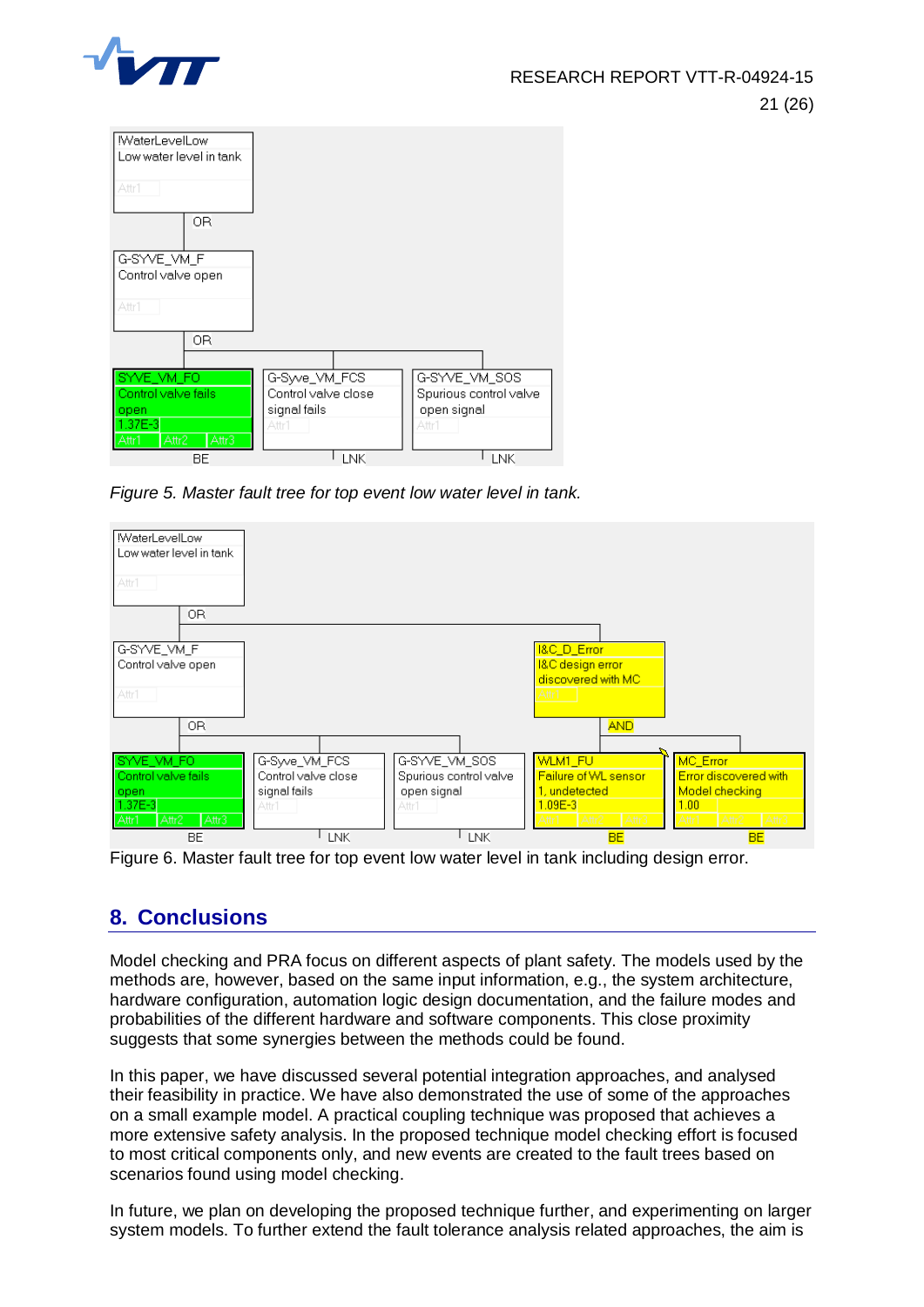Figure 5. *Master fault tree for top event low water level in tank.*

Figure 6. Master fault tree for top event low water level in tank including design error.

## 8. Conclusions

Model checking and PRA focus on different aspects of plant safety. The models used by the methods are, however, based on the same input information, e.g., the system architecture, hardware configuration, automation logic design documentation, and the failure modes and probabilities of the different hardware and software components. This close proximity suggests that some synergies between the methods could be found.

In this paper, we have discussed several potential integration approaches, and analysed their feasibility in practice. We have also demonstrated the use of some of the approaches on a small example model. A practical coupling technique was proposed that achieves a more extensive safety analysis. In the proposed technique model checking effort is focused to most critical components only, and new events are created to the fault trees based on scenarios found using model checking.

In future, we plan on developing the proposed technique further, and experimenting on larger system models. To further extend the fault tolerance analysis related approaches, the aim is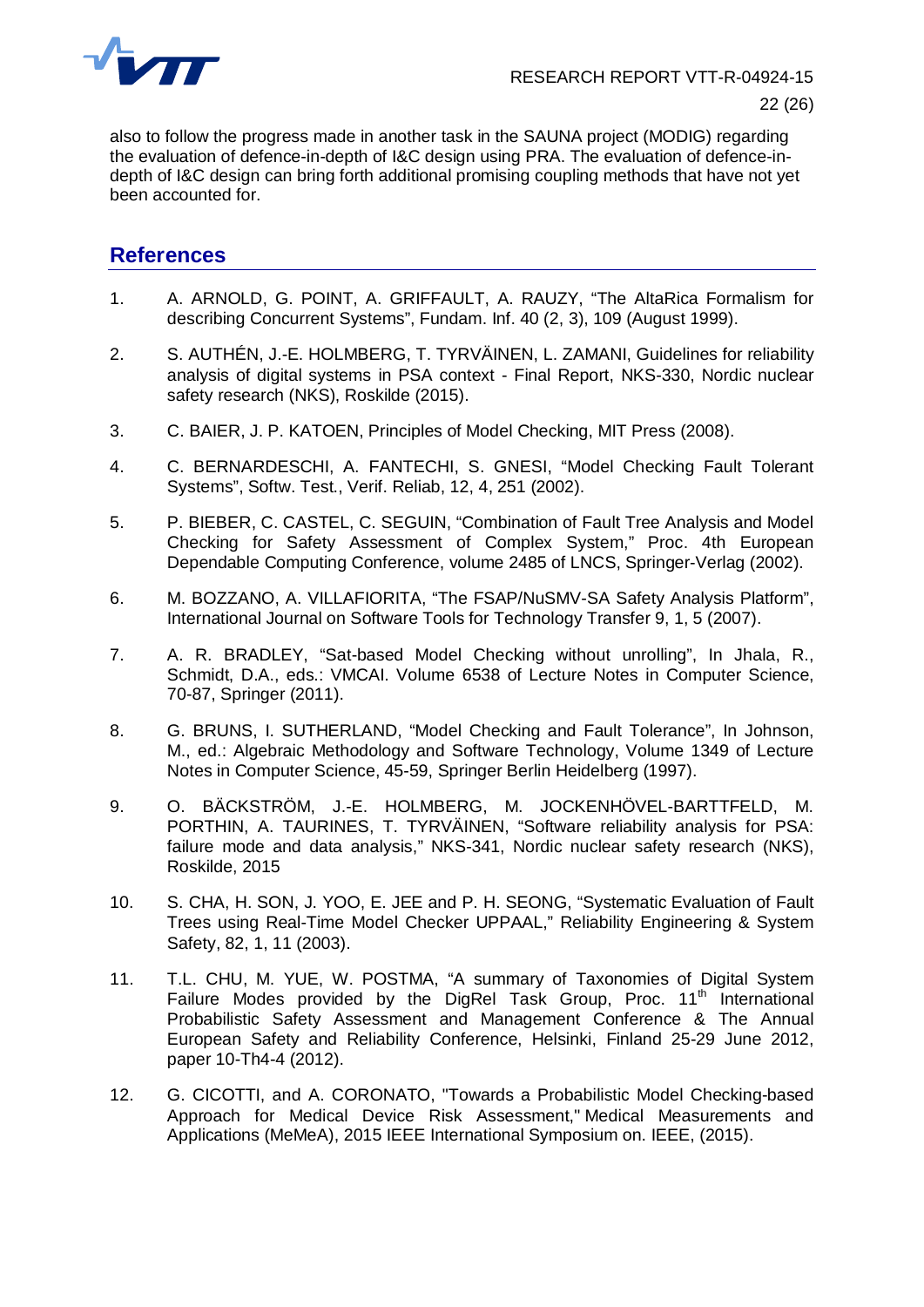also to follow the progress made in another task in the SAUNA project (MODIG) regarding the evaluation of defence-in-depth of I&C design using PRA. The evaluation of defence-in-depth of I&C design can bring forth additional promising coupling methods that have not yet been accounted for.

## References

1. A. ARNOLD, G. POINT, A. GRIFFAULT, A. RAUZY, "The AltaRica Formalism for describing Concurrent Systems", Fundam. Inf. 40 (2, 3), 109 (August 1999).

2. S. AUTHÉN, J.-E. HOLMBERG, T. TYRVÄINEN, L. ZAMANI, Guidelines for reliability analysis of digital systems in PSA context - Final Report, NKS-330, Nordic nuclear safety research (NKS), Roskilde (2015).

3. C. BAIER, J. P. KATOEN, Principles of Model Checking, MIT Press (2008).

4. C. BERNARDESCHI, A. FANTECHI, S. GNESI, "Model Checking Fault Tolerant Systems", Softw. Test., Verif. Reliab, 12, 4, 251 (2002).

5. P. BIEBER, C. CASTEL, C. SEGUIN, "Combination of Fault Tree Analysis and Model Checking for Safety Assessment of Complex System," Proc. 4th European Dependable Computing Conference, volume 2485 of LNCS, Springer-Verlag (2002).

6. M. BOZZANO, A. VILLAFIORITA, "The FSAP/NuSMV-SA Safety Analysis Platform", International Journal on Software Tools for Technology Transfer 9, 1, 5 (2007).

7. A. R. BRADLEY, "Sat-based Model Checking without unrolling", In Jhala, R., Schmidt, D.A., eds.: VMCAI. Volume 6538 of Lecture Notes in Computer Science, 70-87, Springer (2011).

8. G. BRUNS, I. SUTHERLAND, "Model Checking and Fault Tolerance", In Johnson, M., ed.: Algebraic Methodology and Software Technology, Volume 1349 of Lecture Notes in Computer Science, 45-59, Springer Berlin Heidelberg (1997).

9. O. BÄCKSTRÖM, J.-E. HOLMBERG, M. JOCKENHÖVEL-BARTTFELD, M. PORTHIN, A. TAURINES, T. TYRVÄINEN, "Software reliability analysis for PSA: failure mode and data analysis," NKS-341, Nordic nuclear safety research (NKS), Roskilde, 2015

10. S. CHA, H. SON, J. YOO, E. JEE and P. H. SEONG, "Systematic Evaluation of Fault Trees using Real-Time Model Checker UPPAAL," Reliability Engineering & System Safety, 82, 1, 11 (2003).

11. T.L. CHU, M. YUE, W. POSTMA, "A summary of Taxonomies of Digital System Failure Modes provided by the DigRel Task Group, Proc. 11th International Probabilistic Safety Assessment and Management Conference & The Annual European Safety and Reliability Conference, Helsinki, Finland 25-29 June 2012, paper 10-Th4-4 (2012).

12. G. CICOTTI, and A. CORONATO, "Towards a Probabilistic Model Checking-based Approach for Medical Device Risk Assessment," Medical Measurements and Applications (MeMeA), 2015 IEEE International Symposium on. IEEE, (2015).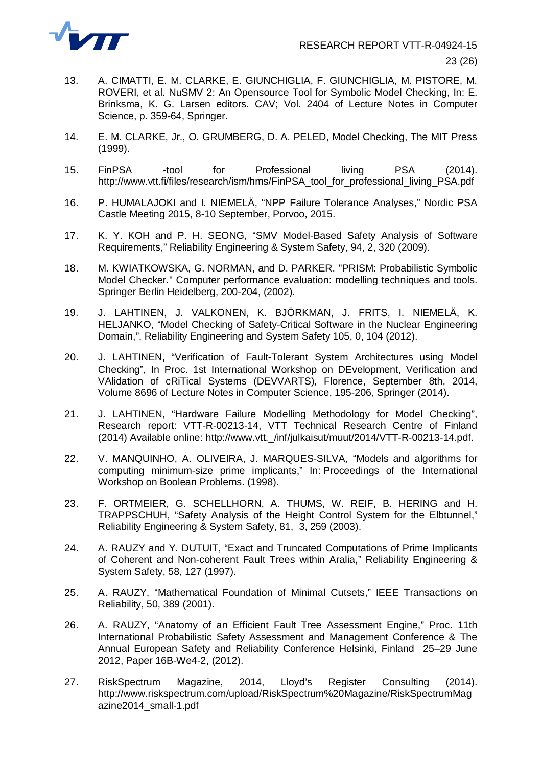13. A. CIMATTI, E. M. CLARKE, E. GIUNCHIGLIA, F. GIUNCHIGLIA, M. PISTORE, M. ROVERI, et al. NuSMV 2: An Opensource Tool for Symbolic Model Checking, In: E. Brinksma, K. G. Larsen editors. CAV; Vol. 2404 of Lecture Notes in Computer Science, p. 359-64, Springer.

14. E. M. CLARKE, Jr., O. GRUMBERG, D. A. PELED, Model Checking, The MIT Press (1999).

15. FinPSA -tool for Professional living PSA (2014). http://www.vtt.fi/files/research/ism/hms/FinPSA_tool_for_professional_living_PSA.pdf

16. P. HUMALAJOKI and I. NIEMELÄ, "NPP Failure Tolerance Analyses," Nordic PSA Castle Meeting 2015, 8-10 September, Porvoo, 2015.

17. K. Y. KOH and P. H. SEONG, "SMV Model-Based Safety Analysis of Software Requirements," Reliability Engineering & System Safety, 94, 2, 320 (2009).

18. M. KWIATKOWSKA, G. NORMAN, and D. PARKER. "PRISM: Probabilistic Symbolic Model Checker." Computer performance evaluation: modelling techniques and tools. Springer Berlin Heidelberg, 200-204, (2002).

19. J. LAHTINEN, J. VALKONEN, K. BJÖRKMAN, J. FRITS, I. NIEMELÄ, K. HELJANKO, "Model Checking of Safety-Critical Software in the Nuclear Engineering Domain,", Reliability Engineering and System Safety 105, 0, 104 (2012).

20. J. LAHTINEN, "Verification of Fault-Tolerant System Architectures using Model Checking", In Proc. 1st International Workshop on DEvelopment, Verification and VAlidation of cRiTical Systems (DEVVARTS), Florence, September 8th, 2014, Volume 8696 of Lecture Notes in Computer Science, 195-206, Springer (2014).

21. J. LAHTINEN, "Hardware Failure Modelling Methodology for Model Checking", Research report: VTT-R-00213-14, VTT Technical Research Centre of Finland (2014) Available online: http://www.vtt._/inf/julkaisut/muut/2014/VTT-R-00213-14.pdf.

22. V. MANQUINHO, A. OLIVEIRA, J. MARQUES-SILVA, "Models and algorithms for computing minimum-size prime implicants," In: Proceedings of the International Workshop on Boolean Problems. (1998).

23. F. ORTMEIER, G. SCHELLHORN, A. THUMS, W. REIF, B. HERING and H. TRAPPSCHUH, "Safety Analysis of the Height Control System for the Elbtunnel," Reliability Engineering & System Safety, 81, 3, 259 (2003).

24. A. RAUZY and Y. DUTUIT, "Exact and Truncated Computations of Prime Implicants of Coherent and Non-coherent Fault Trees within Aralia," Reliability Engineering & System Safety, 58, 127 (1997).

25. A. RAUZY, "Mathematical Foundation of Minimal Cutsets," IEEE Transactions on Reliability, 50, 389 (2001).

26. A. RAUZY, "Anatomy of an Efficient Fault Tree Assessment Engine," Proc. 11th International Probabilistic Safety Assessment and Management Conference & The Annual European Safety and Reliability Conference Helsinki, Finland 25–29 June 2012, Paper 16B-We4-2, (2012).

27. RiskSpectrum Magazine, 2014, Lloyd's Register Consulting (2014). http://www.riskspectrum.com/upload/RiskSpectrum%20Magazine/RiskSpectrumMagazine2014_small-1.pdf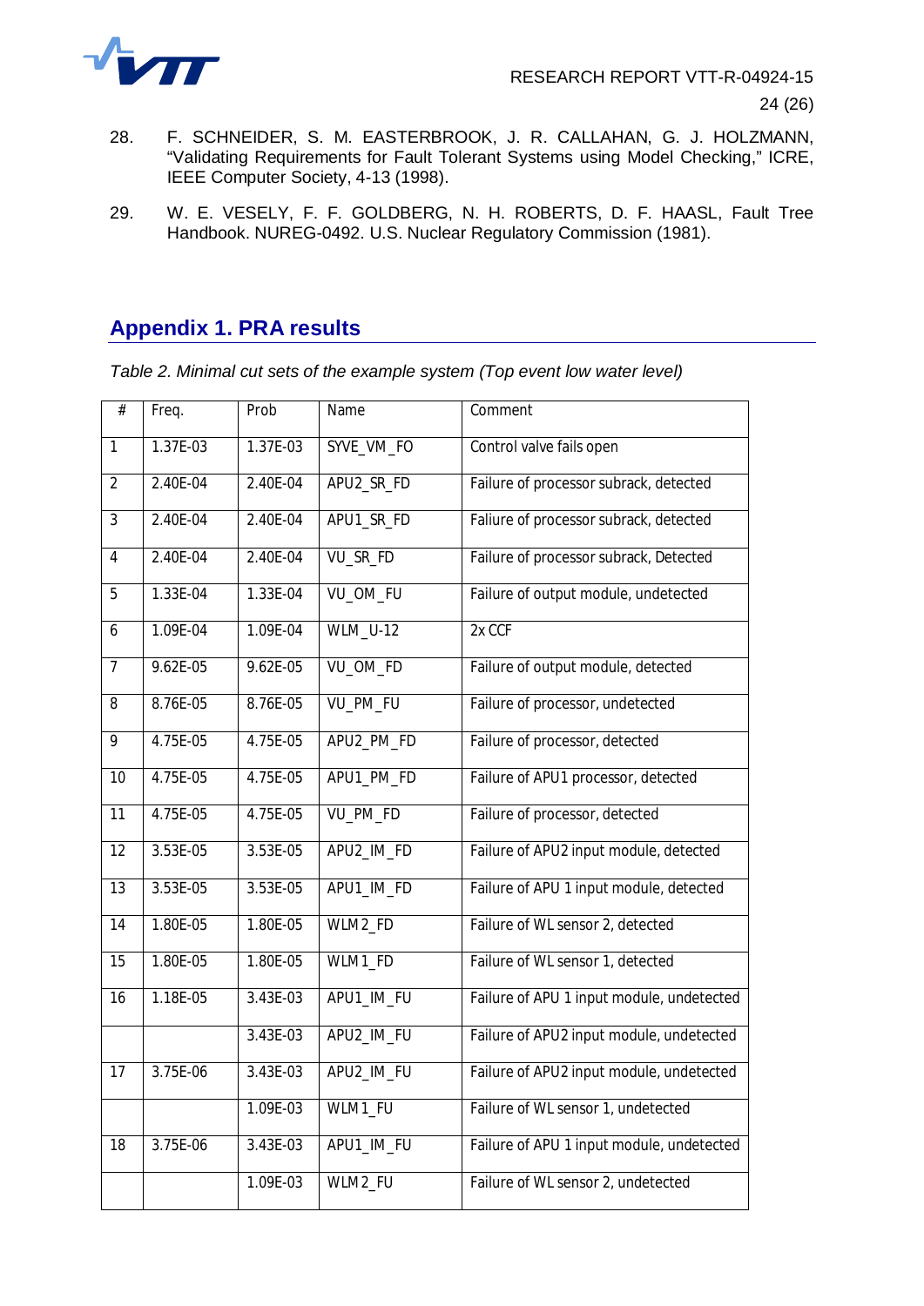28. F. SCHNEIDER, S. M. EASTERBROOK, J. R. CALLAHAN, G. J. HOLZMANN, "Validating Requirements for Fault Tolerant Systems using Model Checking," ICRE, IEEE Computer Society, 4-13 (1998).

29. W. E. VESELY, F. F. GOLDBERG, N. H. ROBERTS, D. F. HAASL, Fault Tree Handbook. NUREG-0492. U.S. Nuclear Regulatory Commission (1981).

## Appendix 1. PRA results

*Table 2. Minimal cut sets of the example system (Top event low water level)*

| # | Freq. | Prob | Name | Comment |
|---|---|---|---|---|
| 1 | 1.37E-03 | 1.37E-03 | SYVE_VM_FO | Control valve fails open |
| 2 | 2.40E-04 | 2.40E-04 | APU2_SR_FD | Failure of processor subrack, detected |
| 3 | 2.40E-04 | 2.40E-04 | APU1_SR_FD | Faliure of processor subrack, detected |
| 4 | 2.40E-04 | 2.40E-04 | VU_SR_FD | Failure of processor subrack, Detected |
| 5 | 1.33E-04 | 1.33E-04 | VU_OM_FU | Failure of output module, undetected |
| 6 | 1.09E-04 | 1.09E-04 | WLM_U-12 | 2x CCF |
| 7 | 9.62E-05 | 9.62E-05 | VU_OM_FD | Failure of output module, detected |
| 8 | 8.76E-05 | 8.76E-05 | VU_PM_FU | Failure of processor, undetected |
| 9 | 4.75E-05 | 4.75E-05 | APU2_PM_FD | Failure of processor, detected |
| 10 | 4.75E-05 | 4.75E-05 | APU1_PM_FD | Failure of APU1 processor, detected |
| 11 | 4.75E-05 | 4.75E-05 | VU_PM_FD | Failure of processor, detected |
| 12 | 3.53E-05 | 3.53E-05 | APU2_IM_FD | Failure of APU2 input module, detected |
| 13 | 3.53E-05 | 3.53E-05 | APU1_IM_FD | Failure of APU 1 input module, detected |
| 14 | 1.80E-05 | 1.80E-05 | WLM2_FD | Failure of WL sensor 2, detected |
| 15 | 1.80E-05 | 1.80E-05 | WLM1_FD | Failure of WL sensor 1, detected |
| 16 | 1.18E-05 | 3.43E-03 | APU1_IM_FU | Failure of APU 1 input module, undetected |
| | | 3.43E-03 | APU2_IM_FU | Failure of APU2 input module, undetected |
| 17 | 3.75E-06 | 3.43E-03 | APU2_IM_FU | Failure of APU2 input module, undetected |
| | | 1.09E-03 | WLM1_FU | Failure of WL sensor 1, undetected |
| 18 | 3.75E-06 | 3.43E-03 | APU1_IM_FU | Failure of APU 1 input module, undetected |
| | | 1.09E-03 | WLM2_FU | Failure of WL sensor 2, undetected |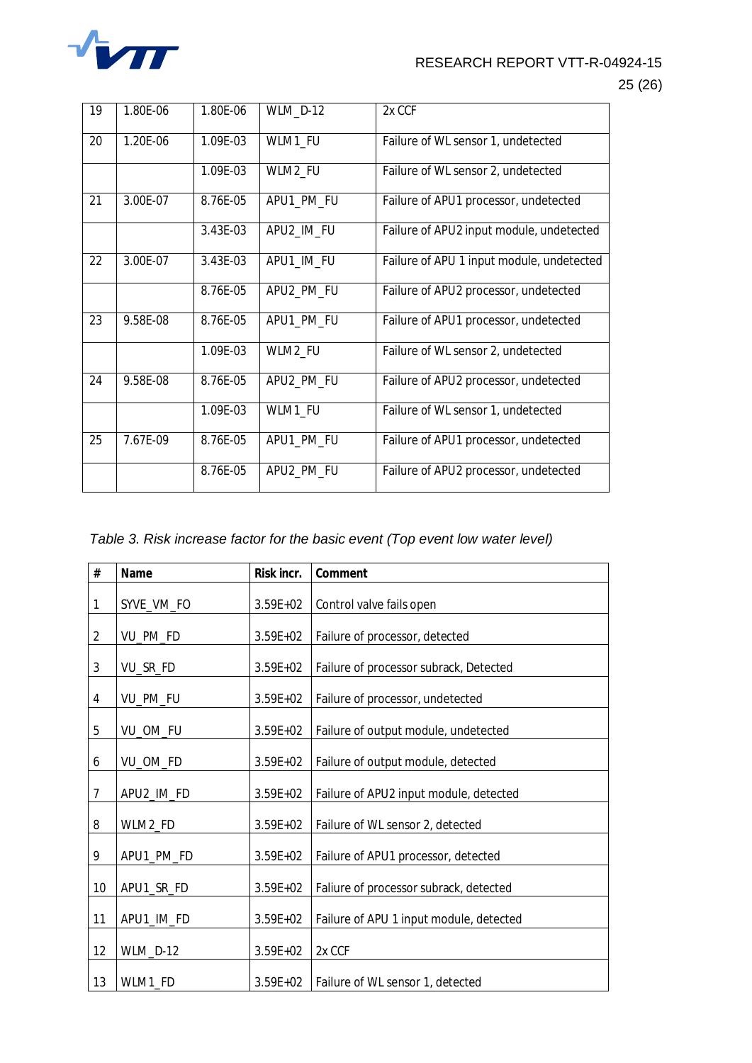| | | | | |
|---|---|---|---|---|
| 19 | 1.80E-06 | 1.80E-06 | WLM_D-12 | 2x CCF |
| 20 | 1.20E-06 | 1.09E-03 | WLM1_FU | Failure of WL sensor 1, undetected |
| | | 1.09E-03 | WLM2_FU | Failure of WL sensor 2, undetected |
| 21 | 3.00E-07 | 8.76E-05 | APU1_PM_FU | Failure of APU1 processor, undetected |
| | | 3.43E-03 | APU2_IM_FU | Failure of APU2 input module, undetected |
| 22 | 3.00E-07 | 3.43E-03 | APU1_IM_FU | Failure of APU 1 input module, undetected |
| | | 8.76E-05 | APU2_PM_FU | Failure of APU2 processor, undetected |
| 23 | 9.58E-08 | 8.76E-05 | APU1_PM_FU | Failure of APU1 processor, undetected |
| | | 1.09E-03 | WLM2_FU | Failure of WL sensor 2, undetected |
| 24 | 9.58E-08 | 8.76E-05 | APU2_PM_FU | Failure of APU2 processor, undetected |
| | | 1.09E-03 | WLM1_FU | Failure of WL sensor 1, undetected |
| 25 | 7.67E-09 | 8.76E-05 | APU1_PM_FU | Failure of APU1 processor, undetected |
| | | 8.76E-05 | APU2_PM_FU | Failure of APU2 processor, undetected |

*Table 3. Risk increase factor for the basic event (Top event low water level)*

| # | Name | Risk incr. | Comment |
|---|---|---|---|
| 1 | SYVE_VM_FO | 3.59E+02 | Control valve fails open |
| 2 | VU_PM_FD | 3.59E+02 | Failure of processor, detected |
| 3 | VU_SR_FD | 3.59E+02 | Failure of processor subrack, Detected |
| 4 | VU_PM_FU | 3.59E+02 | Failure of processor, undetected |
| 5 | VU_OM_FU | 3.59E+02 | Failure of output module, undetected |
| 6 | VU_OM_FD | 3.59E+02 | Failure of output module, detected |
| 7 | APU2_IM_FD | 3.59E+02 | Failure of APU2 input module, detected |
| 8 | WLM2_FD | 3.59E+02 | Failure of WL sensor 2, detected |
| 9 | APU1_PM_FD | 3.59E+02 | Failure of APU1 processor, detected |
| 10 | APU1_SR_FD | 3.59E+02 | Failure of processor subrack, detected |
| 11 | APU1_IM_FD | 3.59E+02 | Failure of APU 1 input module, detected |
| 12 | WLM_D-12 | 3.59E+02 | 2x CCF |
| 13 | WLM1_FD | 3.59E+02 | Failure of WL sensor 1, detected |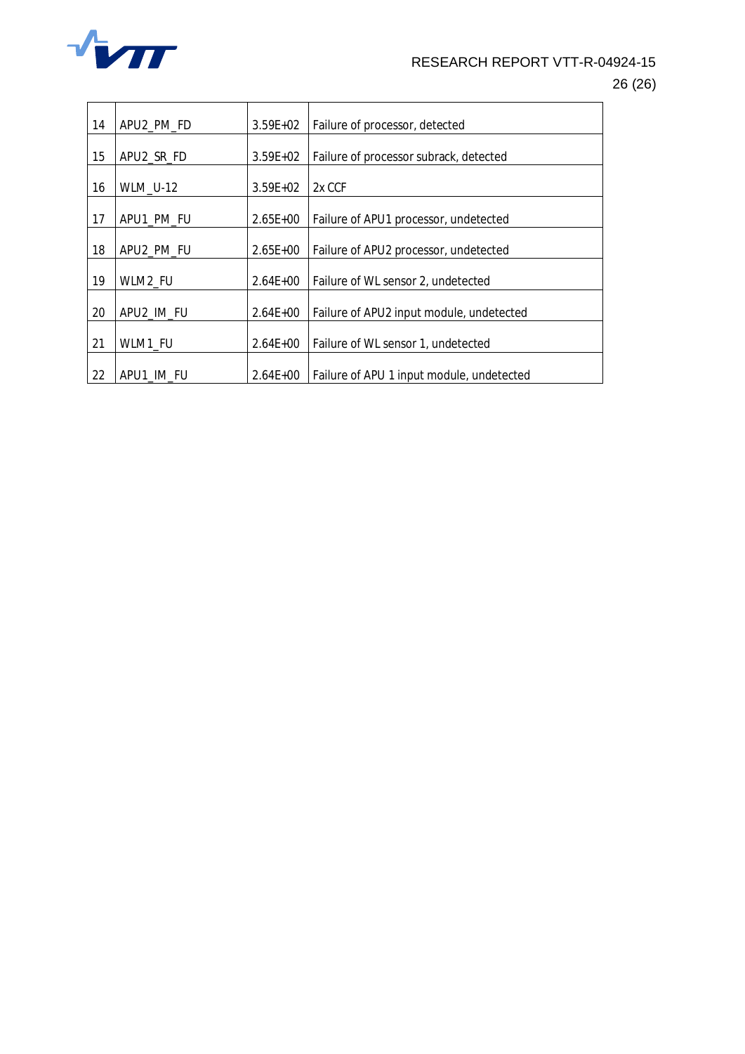| | | | |
|---|---|---|---|
| 14 | APU2_PM_FD | 3.59E+02 | Failure of processor, detected |
| 15 | APU2_SR_FD | 3.59E+02 | Failure of processor subrack, detected |
| 16 | WLM_U-12 | 3.59E+02 | 2x CCF |
| 17 | APU1_PM_FU | 2.65E+00 | Failure of APU1 processor, undetected |
| 18 | APU2_PM_FU | 2.65E+00 | Failure of APU2 processor, undetected |
| 19 | WLM2_FU | 2.64E+00 | Failure of WL sensor 2, undetected |
| 20 | APU2_IM_FU | 2.64E+00 | Failure of APU2 input module, undetected |
| 21 | WLM1_FU | 2.64E+00 | Failure of WL sensor 1, undetected |
| 22 | APU1_IM_FU | 2.64E+00 | Failure of APU 1 input module, undetected |